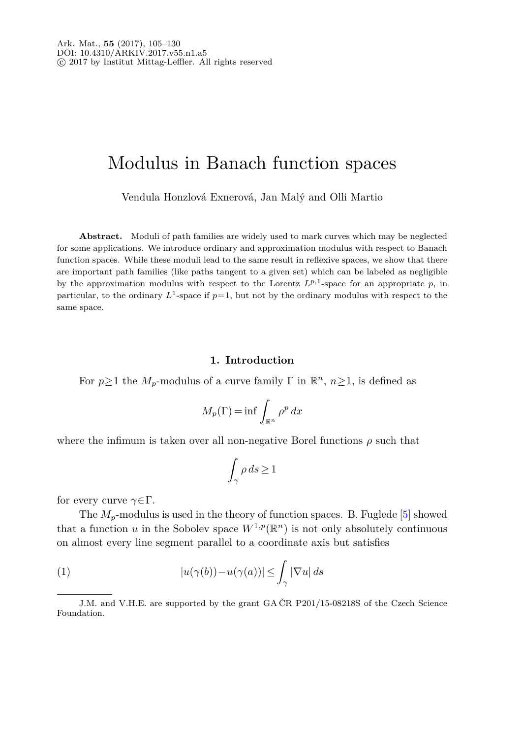# Modulus in Banach function spaces

Vendula Honzlová Exnerová, Jan Malý and Olli Martio

**Abstract.** Moduli of path families are widely used to mark curves which may be neglected for some applications. We introduce ordinary and approximation modulus with respect to Banach function spaces. While these moduli lead to the same result in reflexive spaces, we show that there are important path families (like paths tangent to a given set) which can be labeled as negligible by the approximation modulus with respect to the Lorentz $L^{p,1}$-space for an appropriate $p$, in particular, to the ordinary $L^1$-space if $p=1$, but not by the ordinary modulus with respect to the same space.

## 1. Introduction

For $p \geq 1$ the $M_p$-modulus of a curve family $\Gamma$ in $\mathbb{R}^n$, $n \geq 1$, is defined as

$$M_p(\Gamma) = \inf \int_{\mathbb{R}^n} \rho^p \, dx$$

where the infimum is taken over all non-negative Borel functions $\rho$ such that

$$\int_\gamma \rho \, ds \geq 1$$

for every curve $\gamma \in \Gamma$.

The $M_p$-modulus is used in the theory of function spaces. B. Fuglede [5] showed that a function $u$ in the Sobolev space $W^{1,p}(\mathbb{R}^n)$ is not only absolutely continuous on almost every line segment parallel to a coordinate axis but satisfies

$$|u(\gamma(b)) - u(\gamma(a))| \leq \int_\gamma |\nabla u| \, ds \tag{1}$$

J.M. and V.H.E. are supported by the grant GA ČR P201/15-08218S of the Czech Science Foundation.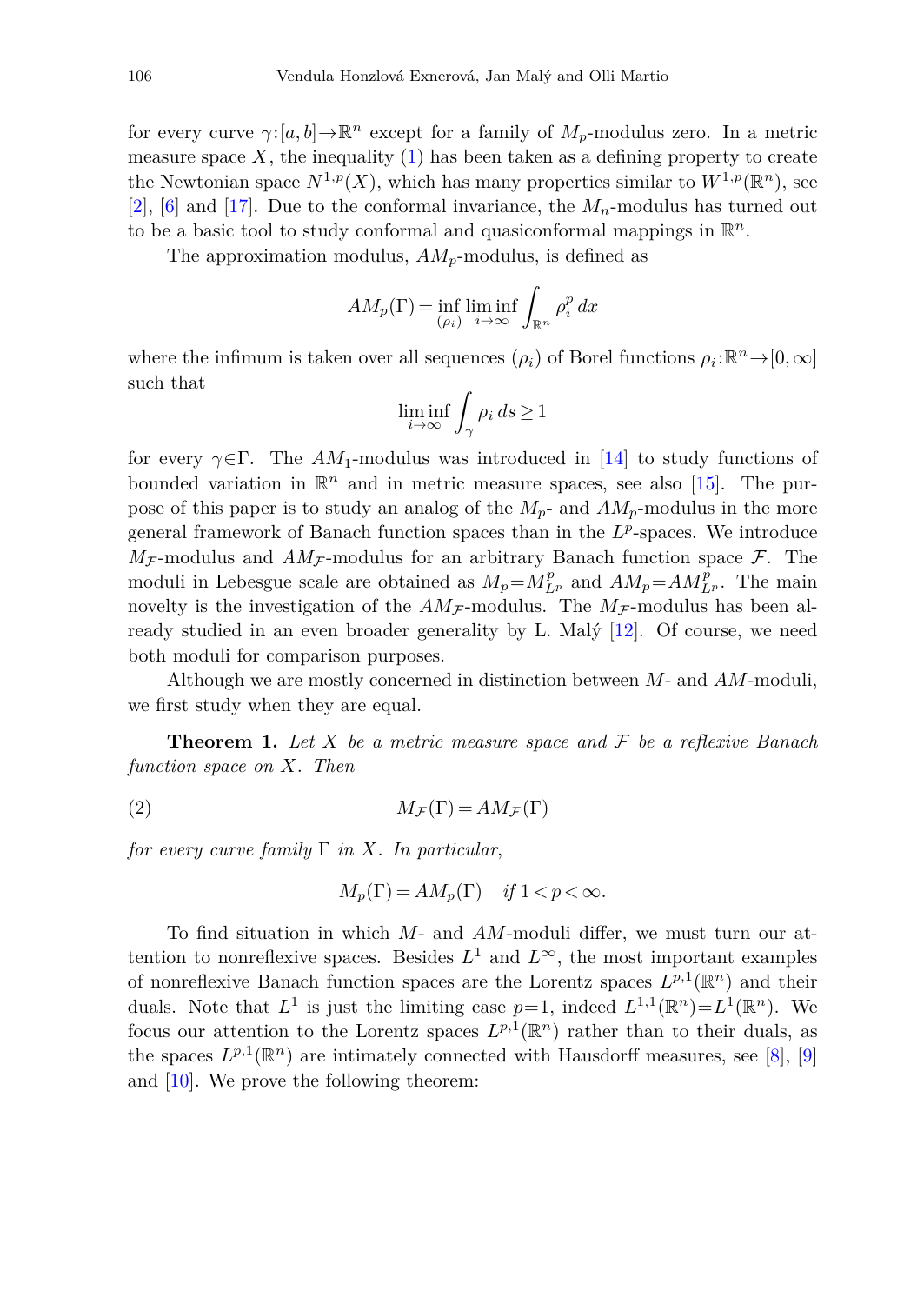for every curve $\gamma:[a,b]\to\mathbb{R}^n$ except for a family of $M_p$-modulus zero. In a metric measure space $X$, the inequality (1) has been taken as a defining property to create the Newtonian space $N^{1,p}(X)$, which has many properties similar to $W^{1,p}(\mathbb{R}^n)$, see [2], [6] and [17]. Due to the conformal invariance, the $M_n$-modulus has turned out to be a basic tool to study conformal and quasiconformal mappings in $\mathbb{R}^n$.

The approximation modulus, $AM_p$-modulus, is defined as

$$AM_p(\Gamma) = \inf_{(\rho_i)} \liminf_{i\to\infty} \int_{\mathbb{R}^n} \rho_i^p \, dx$$

where the infimum is taken over all sequences $(\rho_i)$ of Borel functions $\rho_i:\mathbb{R}^n\to[0,\infty]$ such that

$$\liminf_{i\to\infty} \int_\gamma \rho_i \, ds \ge 1$$

for every $\gamma\in\Gamma$. The $AM_1$-modulus was introduced in [14] to study functions of bounded variation in $\mathbb{R}^n$ and in metric measure spaces, see also [15]. The purpose of this paper is to study an analog of the $M_p$- and $AM_p$-modulus in the more general framework of Banach function spaces than in the $L^p$-spaces. We introduce $M_\mathcal{F}$-modulus and $AM_\mathcal{F}$-modulus for an arbitrary Banach function space $\mathcal{F}$. The moduli in Lebesgue scale are obtained as $M_p = M_{L^p}^p$ and $AM_p = AM_{L^p}^p$. The main novelty is the investigation of the $AM_\mathcal{F}$-modulus. The $M_\mathcal{F}$-modulus has been already studied in an even broader generality by L. Malý [12]. Of course, we need both moduli for comparison purposes.

Although we are mostly concerned in distinction between $M$- and $AM$-moduli, we first study when they are equal.

**Theorem 1.** *Let $X$ be a metric measure space and $\mathcal{F}$ be a reflexive Banach function space on $X$. Then*

$$M_\mathcal{F}(\Gamma) = AM_\mathcal{F}(\Gamma) \tag{2}$$

*for every curve family $\Gamma$ in $X$. In particular,*

$$M_p(\Gamma) = AM_p(\Gamma) \quad \text{if } 1 < p < \infty.$$

To find situation in which $M$- and $AM$-moduli differ, we must turn our attention to nonreflexive spaces. Besides $L^1$ and $L^\infty$, the most important examples of nonreflexive Banach function spaces are the Lorentz spaces $L^{p,1}(\mathbb{R}^n)$ and their duals. Note that $L^1$ is just the limiting case $p=1$, indeed $L^{1,1}(\mathbb{R}^n)=L^1(\mathbb{R}^n)$. We focus our attention to the Lorentz spaces $L^{p,1}(\mathbb{R}^n)$ rather than to their duals, as the spaces $L^{p,1}(\mathbb{R}^n)$ are intimately connected with Hausdorff measures, see [8], [9] and [10]. We prove the following theorem: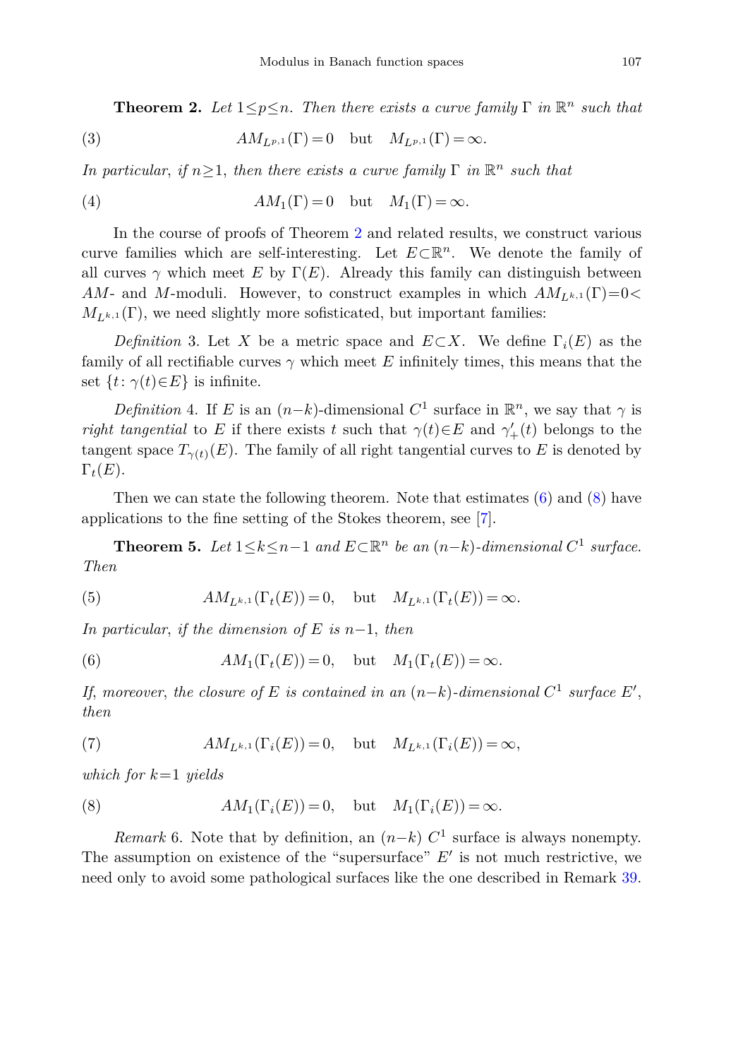**Theorem 2.** *Let $1 \le p \le n$. Then there exists a curve family $\Gamma$ in $\mathbb{R}^n$ such that*

$$AM_{L^{p,1}}(\Gamma) = 0 \quad \text{but} \quad M_{L^{p,1}}(\Gamma) = \infty. \tag{3}$$

*In particular, if $n \ge 1$, then there exists a curve family $\Gamma$ in $\mathbb{R}^n$ such that*

$$AM_1(\Gamma) = 0 \quad \text{but} \quad M_1(\Gamma) = \infty. \tag{4}$$

In the course of proofs of Theorem 2 and related results, we construct various curve families which are self-interesting. Let $E \subset \mathbb{R}^n$. We denote the family of all curves $\gamma$ which meet $E$ by $\Gamma(E)$. Already this family can distinguish between $AM$- and $M$-moduli. However, to construct examples in which $AM_{L^{k,1}}(\Gamma) = 0 < M_{L^{k,1}}(\Gamma)$, we need slightly more sofisticated, but important families:

*Definition* 3. Let $X$ be a metric space and $E \subset X$. We define $\Gamma_i(E)$ as the family of all rectifiable curves $\gamma$ which meet $E$ infinitely times, this means that the set $\{t : \gamma(t) \in E\}$ is infinite.

*Definition* 4. If $E$ is an $(n-k)$-dimensional $C^1$ surface in $\mathbb{R}^n$, we say that $\gamma$ is *right tangential* to $E$ if there exists $t$ such that $\gamma(t) \in E$ and $\gamma'_+(t)$ belongs to the tangent space $T_{\gamma(t)}(E)$. The family of all right tangential curves to $E$ is denoted by $\Gamma_t(E)$.

Then we can state the following theorem. Note that estimates (6) and (8) have applications to the fine setting of the Stokes theorem, see [7].

**Theorem 5.** *Let $1 \le k \le n-1$ and $E \subset \mathbb{R}^n$ be an $(n-k)$-dimensional $C^1$ surface. Then*

$$AM_{L^{k,1}}(\Gamma_t(E)) = 0, \quad \text{but} \quad M_{L^{k,1}}(\Gamma_t(E)) = \infty. \tag{5}$$

*In particular, if the dimension of $E$ is $n-1$, then*

$$AM_1(\Gamma_t(E)) = 0, \quad \text{but} \quad M_1(\Gamma_t(E)) = \infty. \tag{6}$$

*If, moreover, the closure of $E$ is contained in an $(n-k)$-dimensional $C^1$ surface $E'$, then*

$$AM_{L^{k,1}}(\Gamma_i(E)) = 0, \quad \text{but} \quad M_{L^{k,1}}(\Gamma_i(E)) = \infty, \tag{7}$$

*which for $k=1$ yields*

$$AM_1(\Gamma_i(E)) = 0, \quad \text{but} \quad M_1(\Gamma_i(E)) = \infty. \tag{8}$$

*Remark* 6. Note that by definition, an $(n-k)$ $C^1$ surface is always nonempty. The assumption on existence of the "supersurface" $E'$ is not much restrictive, we need only to avoid some pathological surfaces like the one described in Remark 39.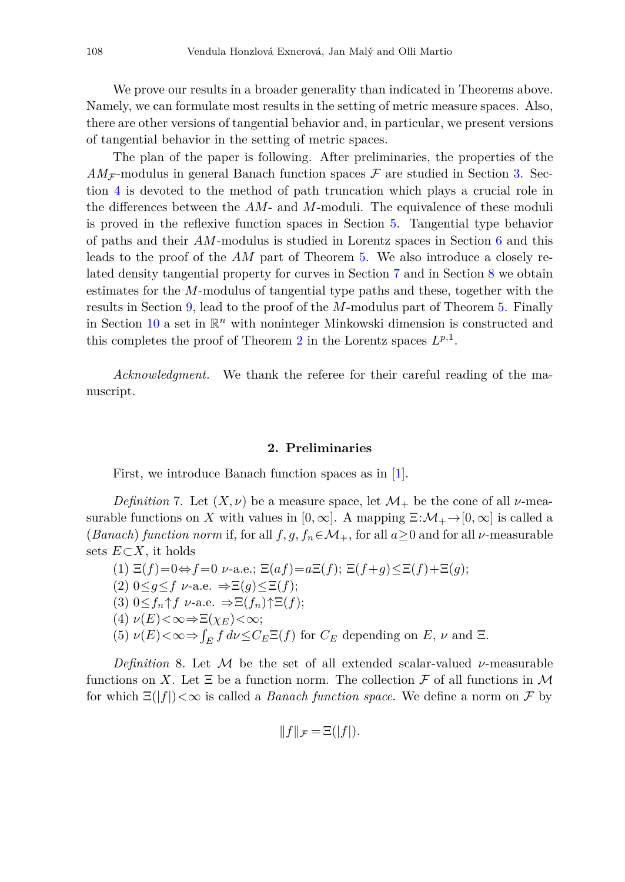We prove our results in a broader generality than indicated in Theorems above. Namely, we can formulate most results in the setting of metric measure spaces. Also, there are other versions of tangential behavior and, in particular, we present versions of tangential behavior in the setting of metric spaces.

The plan of the paper is following. After preliminaries, the properties of the $AM_{\mathcal{F}}$-modulus in general Banach function spaces $\mathcal{F}$ are studied in Section 3. Section 4 is devoted to the method of path truncation which plays a crucial role in the differences between the $AM$- and $M$-moduli. The equivalence of these moduli is proved in the reflexive function spaces in Section 5. Tangential type behavior of paths and their $AM$-modulus is studied in Lorentz spaces in Section 6 and this leads to the proof of the $AM$ part of Theorem 5. We also introduce a closely related density tangential property for curves in Section 7 and in Section 8 we obtain estimates for the $M$-modulus of tangential type paths and these, together with the results in Section 9, lead to the proof of the $M$-modulus part of Theorem 5. Finally in Section 10 a set in $\mathbb{R}^n$ with noninteger Minkowski dimension is constructed and this completes the proof of Theorem 2 in the Lorentz spaces $L^{p,1}$.

*Acknowledgment.* We thank the referee for their careful reading of the manuscript.

## 2. Preliminaries

First, we introduce Banach function spaces as in [1].

*Definition* 7. Let $(X,\nu)$ be a measure space, let $\mathcal{M}_+$ be the cone of all $\nu$-measurable functions on $X$ with values in $[0,\infty]$. A mapping $\Xi\colon\mathcal{M}_+\to[0,\infty]$ is called a (*Banach*) *function norm* if, for all $f,g,f_n\in\mathcal{M}_+$, for all $a\geq 0$ and for all $\nu$-measurable sets $E\subset X$, it holds

(1) $\Xi(f)=0\Leftrightarrow f=0$ $\nu$-a.e.; $\Xi(af)=a\Xi(f)$; $\Xi(f+g)\leq\Xi(f)+\Xi(g)$;

(2) $0\leq g\leq f$ $\nu$-a.e. $\Rightarrow\Xi(g)\leq\Xi(f)$;

(3) $0\leq f_n\uparrow f$ $\nu$-a.e. $\Rightarrow\Xi(f_n)\uparrow\Xi(f)$;

(4) $\nu(E)<\infty\Rightarrow\Xi(\chi_E)<\infty$;

(5) $\nu(E)<\infty\Rightarrow\int_E f\,d\nu\leq C_E\Xi(f)$ for $C_E$ depending on $E$, $\nu$ and $\Xi$.

*Definition* 8. Let $\mathcal{M}$ be the set of all extended scalar-valued $\nu$-measurable functions on $X$. Let $\Xi$ be a function norm. The collection $\mathcal{F}$ of all functions in $\mathcal{M}$ for which $\Xi(|f|)<\infty$ is called a *Banach function space*. We define a norm on $\mathcal{F}$ by

$$\|f\|_{\mathcal{F}}=\Xi(|f|).$$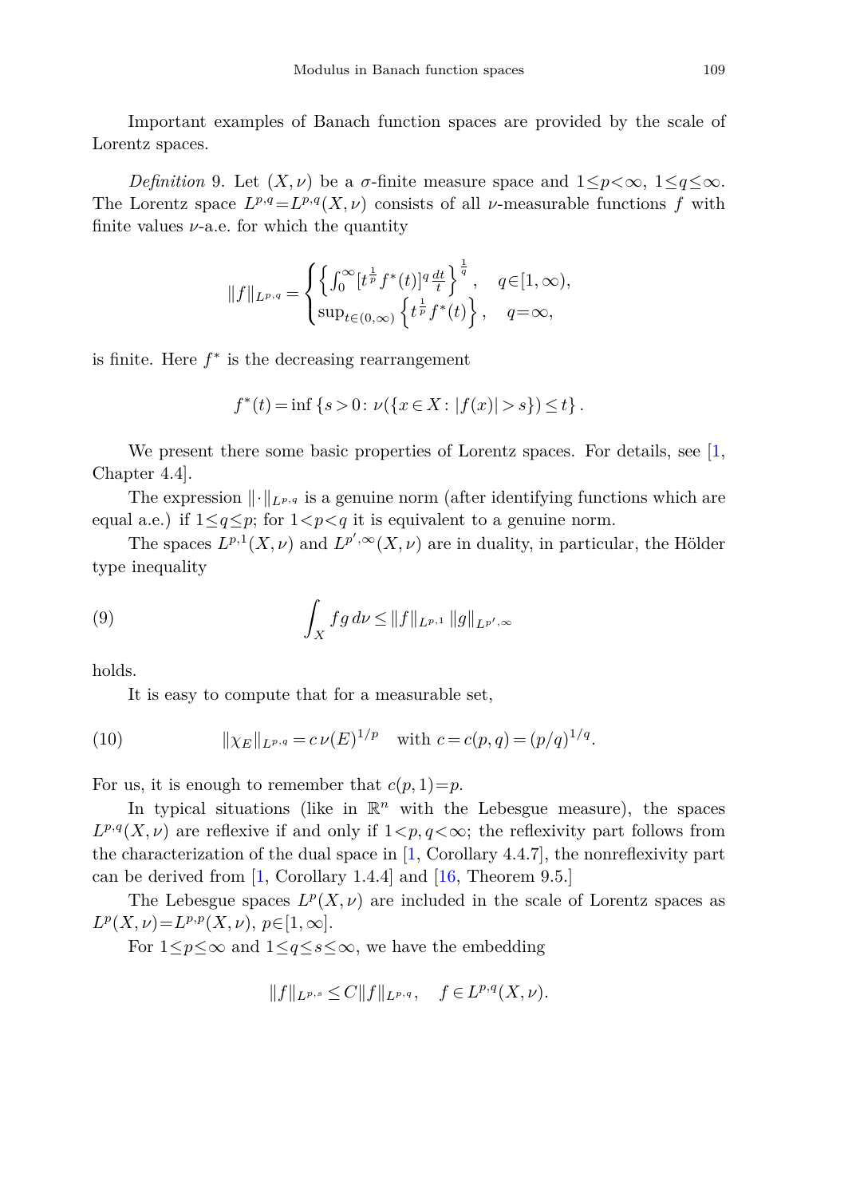Important examples of Banach function spaces are provided by the scale of Lorentz spaces.

*Definition* 9. Let $(X,\nu)$ be a $\sigma$-finite measure space and $1\le p<\infty$, $1\le q\le\infty$. The Lorentz space $L^{p,q}=L^{p,q}(X,\nu)$ consists of all $\nu$-measurable functions $f$ with finite values $\nu$-a.e. for which the quantity

$$\|f\|_{L^{p,q}} = \begin{cases} \left\{\int_0^\infty [t^{\frac{1}{p}} f^*(t)]^q \frac{dt}{t}\right\}^{\frac{1}{q}}, & q\in[1,\infty),\\ \sup_{t\in(0,\infty)} \left\{t^{\frac{1}{p}} f^*(t)\right\}, & q=\infty, \end{cases}$$

is finite. Here $f^*$ is the decreasing rearrangement

$$f^*(t) = \inf\left\{s>0\colon \nu(\{x\in X\colon |f(x)|>s\})\le t\right\}.$$

We present there some basic properties of Lorentz spaces. For details, see [1, Chapter 4.4].

The expression $\|\cdot\|_{L^{p,q}}$ is a genuine norm (after identifying functions which are equal a.e.) if $1\le q\le p$; for $1<p<q$ it is equivalent to a genuine norm.

The spaces $L^{p,1}(X,\nu)$ and $L^{p',\infty}(X,\nu)$ are in duality, in particular, the Hölder type inequality

$$\int_X fg\,d\nu \le \|f\|_{L^{p,1}}\,\|g\|_{L^{p',\infty}} \tag{9}$$

holds.

It is easy to compute that for a measurable set,

$$\|\chi_E\|_{L^{p,q}} = c\,\nu(E)^{1/p} \quad \text{with } c=c(p,q)=(p/q)^{1/q}. \tag{10}$$

For us, it is enough to remember that $c(p,1)=p$.

In typical situations (like in $\mathbb{R}^n$ with the Lebesgue measure), the spaces $L^{p,q}(X,\nu)$ are reflexive if and only if $1<p,q<\infty$; the reflexivity part follows from the characterization of the dual space in [1, Corollary 4.4.7], the nonreflexivity part can be derived from [1, Corollary 1.4.4] and [16, Theorem 9.5.]

The Lebesgue spaces $L^p(X,\nu)$ are included in the scale of Lorentz spaces as $L^p(X,\nu)=L^{p,p}(X,\nu)$, $p\in[1,\infty]$.

For $1\le p\le\infty$ and $1\le q\le s\le\infty$, we have the embedding

$$\|f\|_{L^{p,s}} \le C\|f\|_{L^{p,q}}, \quad f\in L^{p,q}(X,\nu).$$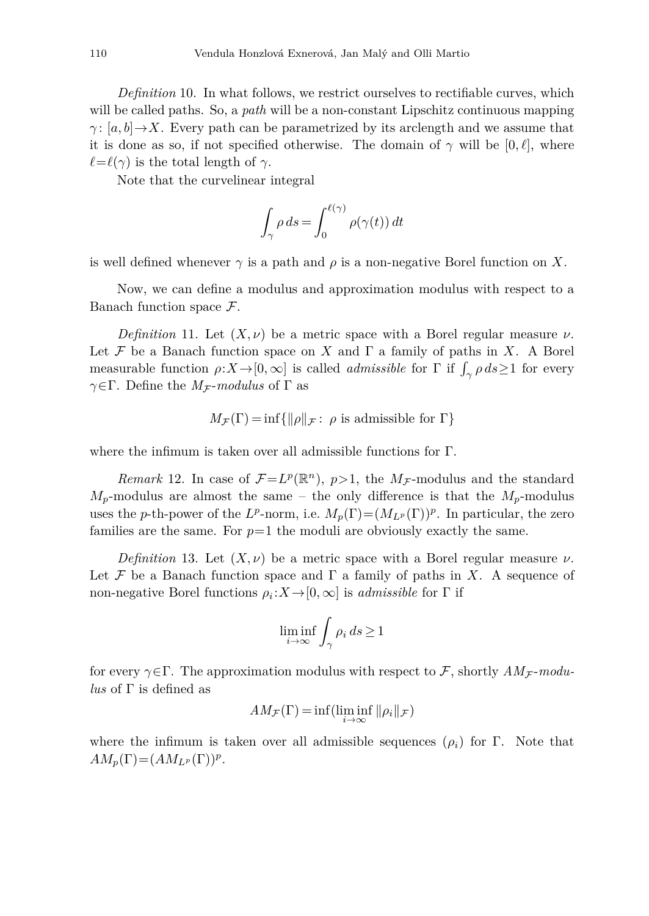*Definition* 10. In what follows, we restrict ourselves to rectifiable curves, which will be called paths. So, a *path* will be a non-constant Lipschitz continuous mapping $\gamma\colon [a,b]\to X$. Every path can be parametrized by its arclength and we assume that it is done as so, if not specified otherwise. The domain of $\gamma$ will be $[0,\ell]$, where $\ell=\ell(\gamma)$ is the total length of $\gamma$.

Note that the curvelinear integral

$$\int_\gamma \rho\, ds = \int_0^{\ell(\gamma)} \rho(\gamma(t))\, dt$$

is well defined whenever $\gamma$ is a path and $\rho$ is a non-negative Borel function on $X$.

Now, we can define a modulus and approximation modulus with respect to a Banach function space $\mathcal{F}$.

*Definition* 11. Let $(X,\nu)$ be a metric space with a Borel regular measure $\nu$. Let $\mathcal{F}$ be a Banach function space on $X$ and $\Gamma$ a family of paths in $X$. A Borel measurable function $\rho\colon X\to[0,\infty]$ is called *admissible* for $\Gamma$ if $\int_\gamma \rho\, ds\geq 1$ for every $\gamma\in\Gamma$. Define the $M_{\mathcal{F}}$*-modulus* of $\Gamma$ as

$$M_{\mathcal{F}}(\Gamma)=\inf\{\|\rho\|_{\mathcal{F}} :\ \rho \text{ is admissible for } \Gamma\}$$

where the infimum is taken over all admissible functions for $\Gamma$.

*Remark* 12. In case of $\mathcal{F}=L^p(\mathbb{R}^n)$, $p>1$, the $M_{\mathcal{F}}$-modulus and the standard $M_p$-modulus are almost the same – the only difference is that the $M_p$-modulus uses the $p$-th-power of the $L^p$-norm, i.e. $M_p(\Gamma)=(M_{L^p}(\Gamma))^p$. In particular, the zero families are the same. For $p=1$ the moduli are obviously exactly the same.

*Definition* 13. Let $(X,\nu)$ be a metric space with a Borel regular measure $\nu$. Let $\mathcal{F}$ be a Banach function space and $\Gamma$ a family of paths in $X$. A sequence of non-negative Borel functions $\rho_i\colon X\to[0,\infty]$ is *admissible* for $\Gamma$ if

$$\liminf_{i\to\infty} \int_\gamma \rho_i\, ds \geq 1$$

for every $\gamma\in\Gamma$. The approximation modulus with respect to $\mathcal{F}$, shortly $AM_{\mathcal{F}}$*-modulus* of $\Gamma$ is defined as

$$AM_{\mathcal{F}}(\Gamma)=\inf(\liminf_{i\to\infty} \|\rho_i\|_{\mathcal{F}})$$

where the infimum is taken over all admissible sequences $(\rho_i)$ for $\Gamma$. Note that $AM_p(\Gamma)=(AM_{L^p}(\Gamma))^p$.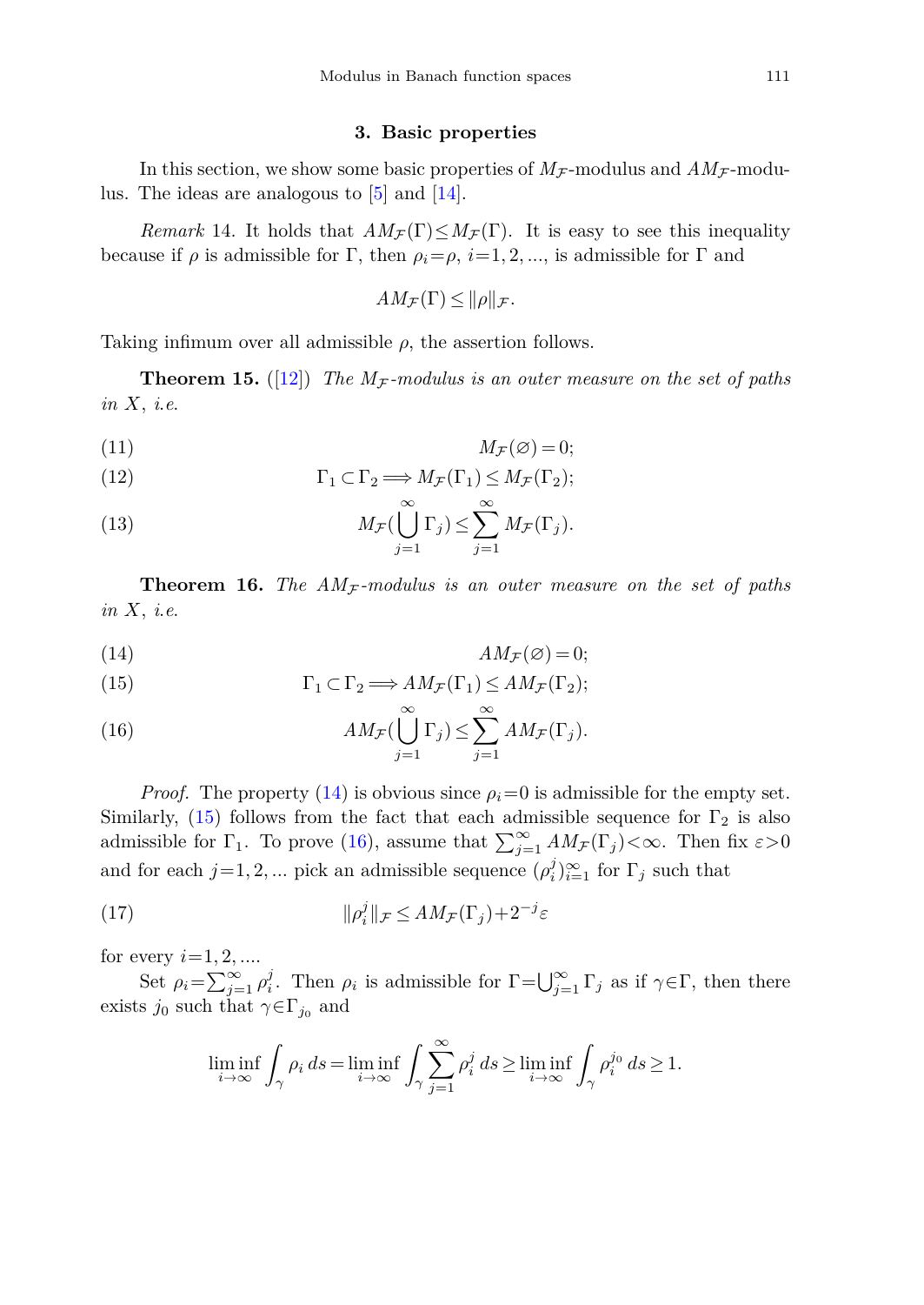## 3. Basic properties

In this section, we show some basic properties of $M_{\mathcal{F}}$-modulus and $AM_{\mathcal{F}}$-modulus. The ideas are analogous to [5] and [14].

*Remark* 14. It holds that $AM_{\mathcal{F}}(\Gamma) \le M_{\mathcal{F}}(\Gamma)$. It is easy to see this inequality because if $\rho$ is admissible for $\Gamma$, then $\rho_i = \rho$, $i = 1, 2, \dots$, is admissible for $\Gamma$ and

$$AM_{\mathcal{F}}(\Gamma) \le \|\rho\|_{\mathcal{F}}.$$

Taking infimum over all admissible $\rho$, the assertion follows.

**Theorem 15.** ([12]) *The $M_{\mathcal{F}}$-modulus is an outer measure on the set of paths in $X$, i.e.*

$$M_{\mathcal{F}}(\varnothing) = 0; \tag{11}$$

$$\Gamma_1 \subset \Gamma_2 \Longrightarrow M_{\mathcal{F}}(\Gamma_1) \le M_{\mathcal{F}}(\Gamma_2); \tag{12}$$

$$M_{\mathcal{F}}\Big(\bigcup_{j=1}^{\infty} \Gamma_j\Big) \le \sum_{j=1}^{\infty} M_{\mathcal{F}}(\Gamma_j). \tag{13}$$

**Theorem 16.** *The $AM_{\mathcal{F}}$-modulus is an outer measure on the set of paths in $X$, i.e.*

$$AM_{\mathcal{F}}(\varnothing) = 0; \tag{14}$$

$$\Gamma_1 \subset \Gamma_2 \Longrightarrow AM_{\mathcal{F}}(\Gamma_1) \le AM_{\mathcal{F}}(\Gamma_2); \tag{15}$$

$$AM_{\mathcal{F}}\Big(\bigcup_{j=1}^{\infty} \Gamma_j\Big) \le \sum_{j=1}^{\infty} AM_{\mathcal{F}}(\Gamma_j). \tag{16}$$

*Proof.* The property (14) is obvious since $\rho_i = 0$ is admissible for the empty set. Similarly, (15) follows from the fact that each admissible sequence for $\Gamma_2$ is also admissible for $\Gamma_1$. To prove (16), assume that $\sum_{j=1}^{\infty} AM_{\mathcal{F}}(\Gamma_j) < \infty$. Then fix $\varepsilon > 0$ and for each $j = 1, 2, \dots$ pick an admissible sequence $(\rho_i^j)_{i=1}^{\infty}$ for $\Gamma_j$ such that

$$\|\rho_i^j\|_{\mathcal{F}} \le AM_{\mathcal{F}}(\Gamma_j) + 2^{-j}\varepsilon \tag{17}$$

for every $i = 1, 2, \dots$.

Set $\rho_i = \sum_{j=1}^{\infty} \rho_i^j$. Then $\rho_i$ is admissible for $\Gamma = \bigcup_{j=1}^{\infty} \Gamma_j$ as if $\gamma \in \Gamma$, then there exists $j_0$ such that $\gamma \in \Gamma_{j_0}$ and

$$\liminf_{i\to\infty} \int_{\gamma} \rho_i \, ds = \liminf_{i\to\infty} \int_{\gamma} \sum_{j=1}^{\infty} \rho_i^j \, ds \ge \liminf_{i\to\infty} \int_{\gamma} \rho_i^{j_0} \, ds \ge 1.$$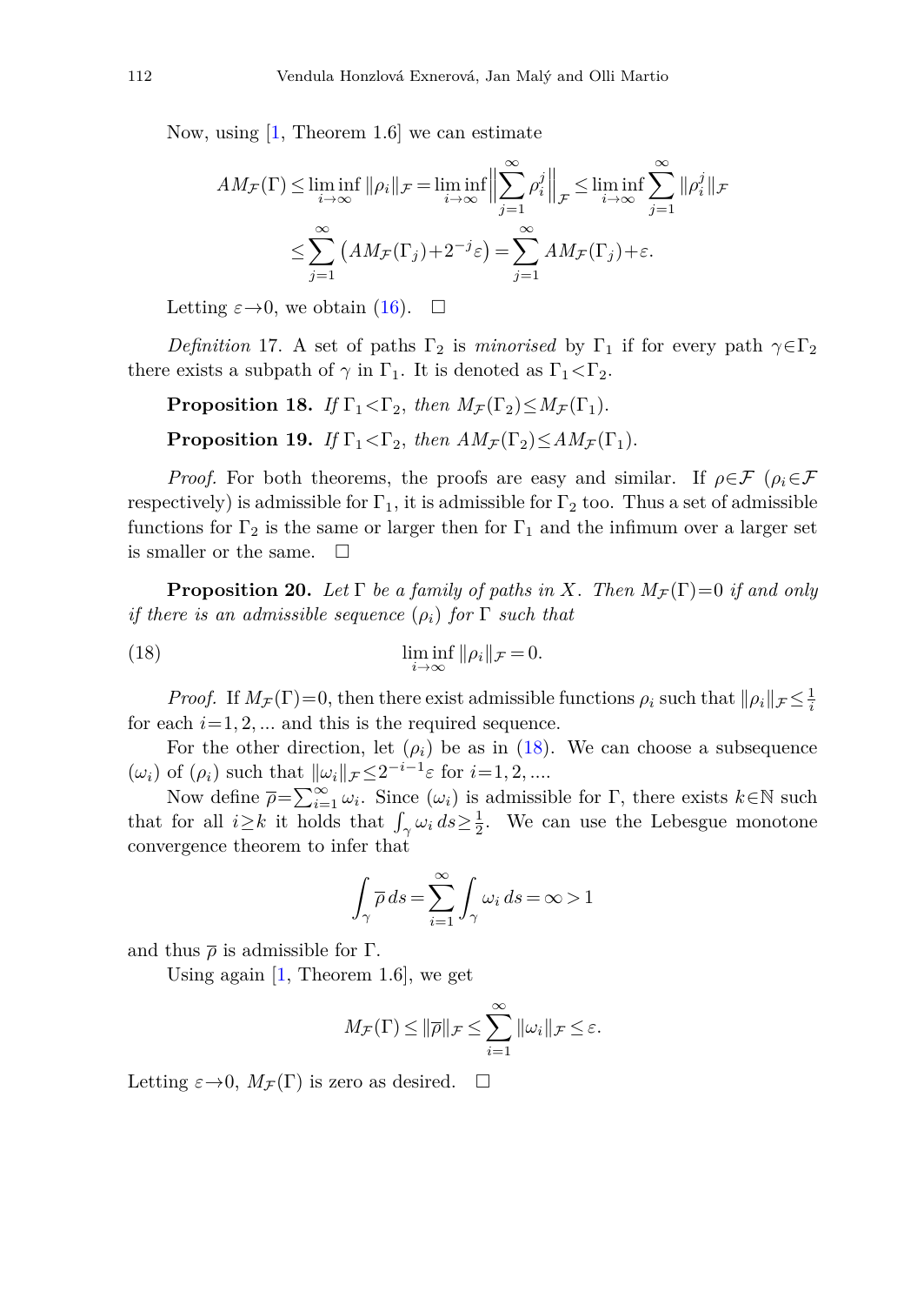Now, using [1, Theorem 1.6] we can estimate

$$
\begin{aligned}
AM_{\mathcal{F}}(\Gamma) &\leq \liminf_{i\to\infty} \|\rho_i\|_{\mathcal{F}} = \liminf_{i\to\infty} \Big\| \sum_{j=1}^{\infty} \rho_i^j \Big\|_{\mathcal{F}} \leq \liminf_{i\to\infty} \sum_{j=1}^{\infty} \|\rho_i^j\|_{\mathcal{F}} \\
&\leq \sum_{j=1}^{\infty} \big( AM_{\mathcal{F}}(\Gamma_j) + 2^{-j}\varepsilon \big) = \sum_{j=1}^{\infty} AM_{\mathcal{F}}(\Gamma_j) + \varepsilon.
\end{aligned}
$$

Letting $\varepsilon \to 0$, we obtain (16). □

*Definition* 17. A set of paths $\Gamma_2$ is *minorised* by $\Gamma_1$ if for every path $\gamma \in \Gamma_2$ there exists a subpath of $\gamma$ in $\Gamma_1$. It is denoted as $\Gamma_1 < \Gamma_2$.

**Proposition 18.** *If* $\Gamma_1 < \Gamma_2$, *then* $M_{\mathcal{F}}(\Gamma_2) \leq M_{\mathcal{F}}(\Gamma_1)$.

**Proposition 19.** *If* $\Gamma_1 < \Gamma_2$, *then* $AM_{\mathcal{F}}(\Gamma_2) \leq AM_{\mathcal{F}}(\Gamma_1)$.

*Proof.* For both theorems, the proofs are easy and similar. If $\rho \in \mathcal{F}$ ($\rho_i \in \mathcal{F}$ respectively) is admissible for $\Gamma_1$, it is admissible for $\Gamma_2$ too. Thus a set of admissible functions for $\Gamma_2$ is the same or larger then for $\Gamma_1$ and the infimum over a larger set is smaller or the same. □

**Proposition 20.** *Let* $\Gamma$ *be a family of paths in* $X$. *Then* $M_{\mathcal{F}}(\Gamma) = 0$ *if and only if there is an admissible sequence* $(\rho_i)$ *for* $\Gamma$ *such that*

$$
\liminf_{i\to\infty} \|\rho_i\|_{\mathcal{F}} = 0. \tag{18}
$$

*Proof.* If $M_{\mathcal{F}}(\Gamma) = 0$, then there exist admissible functions $\rho_i$ such that $\|\rho_i\|_{\mathcal{F}} \leq \frac{1}{i}$ for each $i = 1, 2, ...$ and this is the required sequence.

For the other direction, let $(\rho_i)$ be as in (18). We can choose a subsequence $(\omega_i)$ of $(\rho_i)$ such that $\|\omega_i\|_{\mathcal{F}} \leq 2^{-i-1}\varepsilon$ for $i = 1, 2, ....$

Now define $\overline{\rho} = \sum_{i=1}^{\infty} \omega_i$. Since $(\omega_i)$ is admissible for $\Gamma$, there exists $k \in \mathbb{N}$ such that for all $i \geq k$ it holds that $\int_\gamma \omega_i \, ds \geq \frac{1}{2}$. We can use the Lebesgue monotone convergence theorem to infer that

$$
\int_\gamma \overline{\rho} \, ds = \sum_{i=1}^{\infty} \int_\gamma \omega_i \, ds = \infty > 1
$$

and thus $\overline{\rho}$ is admissible for $\Gamma$.

Using again [1, Theorem 1.6], we get

$$
M_{\mathcal{F}}(\Gamma) \leq \|\overline{\rho}\|_{\mathcal{F}} \leq \sum_{i=1}^{\infty} \|\omega_i\|_{\mathcal{F}} \leq \varepsilon.
$$

Letting $\varepsilon \to 0$, $M_{\mathcal{F}}(\Gamma)$ is zero as desired. □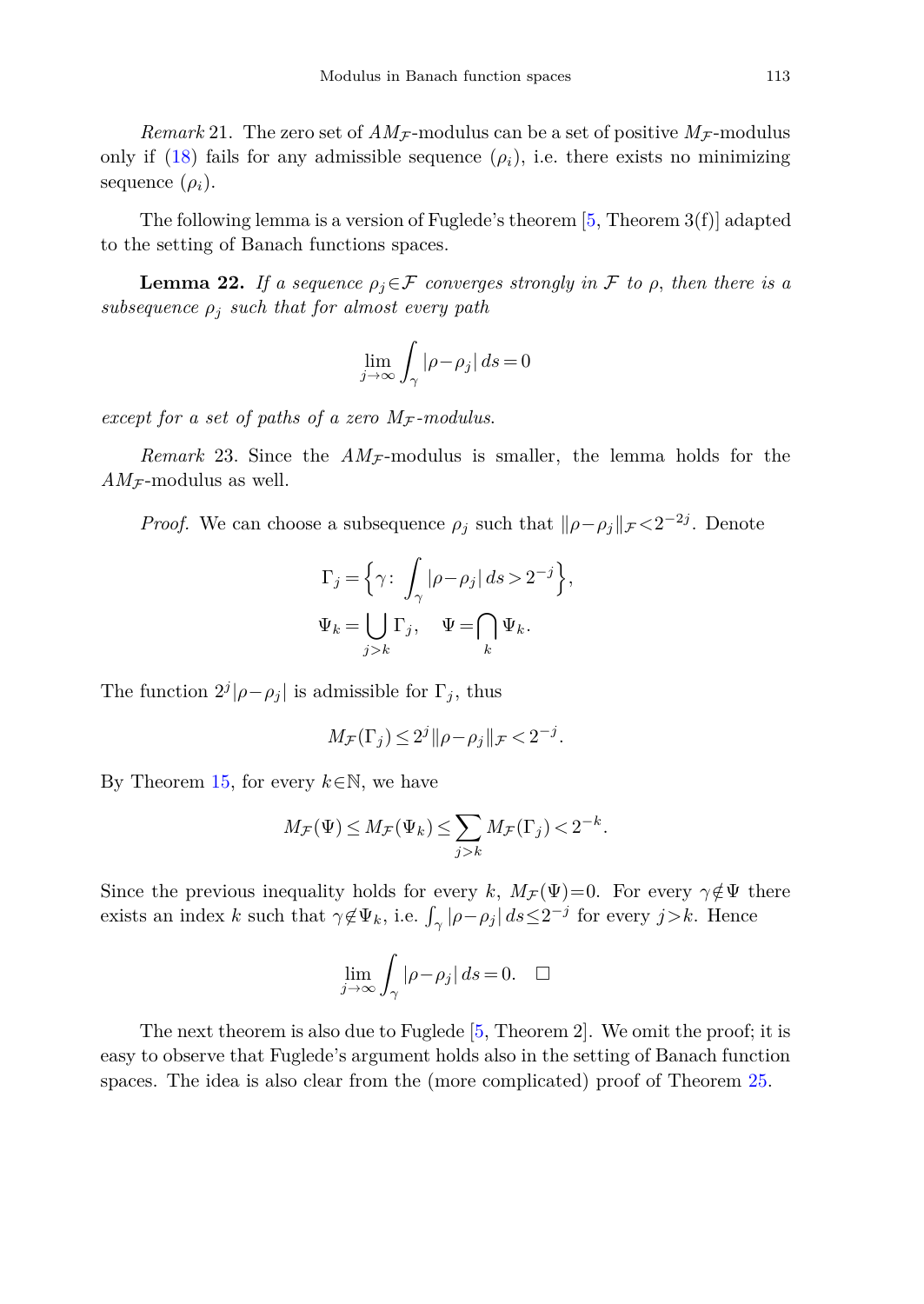*Remark* 21. The zero set of $AM_{\mathcal{F}}$-modulus can be a set of positive $M_{\mathcal{F}}$-modulus only if (18) fails for any admissible sequence $(\rho_i)$, i.e. there exists no minimizing sequence $(\rho_i)$.

The following lemma is a version of Fuglede's theorem [5, Theorem 3(f)] adapted to the setting of Banach functions spaces.

**Lemma 22.** *If a sequence $\rho_j \in \mathcal{F}$ converges strongly in $\mathcal{F}$ to $\rho$, then there is a subsequence $\rho_j$ such that for almost every path*

$$\lim_{j\to\infty} \int_\gamma |\rho - \rho_j|\, ds = 0$$

*except for a set of paths of a zero $M_{\mathcal{F}}$-modulus.*

*Remark* 23. Since the $AM_{\mathcal{F}}$-modulus is smaller, the lemma holds for the $AM_{\mathcal{F}}$-modulus as well.

*Proof.* We can choose a subsequence $\rho_j$ such that $\|\rho - \rho_j\|_{\mathcal{F}} < 2^{-2j}$. Denote

$$\Gamma_j = \Big\{ \gamma\colon \int_\gamma |\rho - \rho_j|\, ds > 2^{-j} \Big\},$$
$$\Psi_k = \bigcup_{j>k} \Gamma_j, \quad \Psi = \bigcap_k \Psi_k.$$

The function $2^j |\rho - \rho_j|$ is admissible for $\Gamma_j$, thus

$$M_{\mathcal{F}}(\Gamma_j) \le 2^j \|\rho - \rho_j\|_{\mathcal{F}} < 2^{-j}.$$

By Theorem 15, for every $k \in \mathbb{N}$, we have

$$M_{\mathcal{F}}(\Psi) \le M_{\mathcal{F}}(\Psi_k) \le \sum_{j>k} M_{\mathcal{F}}(\Gamma_j) < 2^{-k}.$$

Since the previous inequality holds for every $k$, $M_{\mathcal{F}}(\Psi) = 0$. For every $\gamma \notin \Psi$ there exists an index $k$ such that $\gamma \notin \Psi_k$, i.e. $\int_\gamma |\rho - \rho_j|\, ds \le 2^{-j}$ for every $j > k$. Hence

$$\lim_{j\to\infty} \int_\gamma |\rho - \rho_j|\, ds = 0. \quad \square$$

The next theorem is also due to Fuglede [5, Theorem 2]. We omit the proof; it is easy to observe that Fuglede's argument holds also in the setting of Banach function spaces. The idea is also clear from the (more complicated) proof of Theorem 25.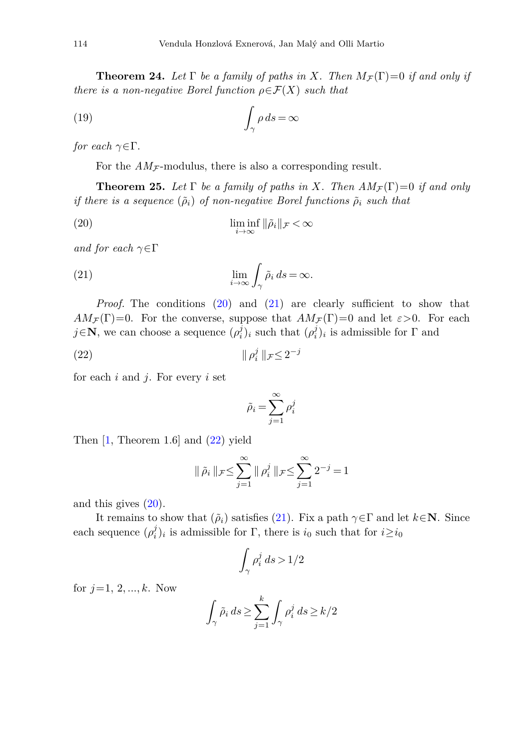**Theorem 24.** *Let $\Gamma$ be a family of paths in $X$. Then $M_{\mathcal{F}}(\Gamma)=0$ if and only if there is a non-negative Borel function $\rho\in\mathcal{F}(X)$ such that*

$$\int_\gamma \rho\, ds = \infty \tag{19}$$

*for each $\gamma\in\Gamma$.*

For the $AM_{\mathcal{F}}$-modulus, there is also a corresponding result.

**Theorem 25.** *Let $\Gamma$ be a family of paths in $X$. Then $AM_{\mathcal{F}}(\Gamma)=0$ if and only if there is a sequence $(\tilde{\rho}_i)$ of non-negative Borel functions $\tilde{\rho}_i$ such that*

$$\liminf_{i\to\infty} \|\tilde{\rho}_i\|_{\mathcal{F}} < \infty \tag{20}$$

*and for each $\gamma\in\Gamma$*

$$\lim_{i\to\infty} \int_\gamma \tilde{\rho}_i\, ds = \infty. \tag{21}$$

*Proof.* The conditions (20) and (21) are clearly sufficient to show that $AM_{\mathcal{F}}(\Gamma)=0$. For the converse, suppose that $AM_{\mathcal{F}}(\Gamma)=0$ and let $\varepsilon>0$. For each $j\in\mathbf{N}$, we can choose a sequence $(\rho_i^j)_i$ such that $(\rho_i^j)_i$ is admissible for $\Gamma$ and

$$\|\, \rho_i^j \,\|_{\mathcal{F}} \le 2^{-j} \tag{22}$$

for each $i$ and $j$. For every $i$ set

$$\tilde{\rho}_i = \sum_{j=1}^{\infty} \rho_i^j$$

Then [1, Theorem 1.6] and (22) yield

$$\|\, \tilde{\rho}_i \,\|_{\mathcal{F}} \le \sum_{j=1}^{\infty} \|\, \rho_i^j \,\|_{\mathcal{F}} \le \sum_{j=1}^{\infty} 2^{-j} = 1$$

and this gives (20).

It remains to show that $(\tilde{\rho}_i)$ satisfies (21). Fix a path $\gamma\in\Gamma$ and let $k\in\mathbf{N}$. Since each sequence $(\rho_i^j)_i$ is admissible for $\Gamma$, there is $i_0$ such that for $i\ge i_0$

$$\int_\gamma \rho_i^j\, ds > 1/2$$

for $j=1,\, 2, ..., k$. Now

$$\int_\gamma \tilde{\rho}_i\, ds \ge \sum_{j=1}^{k} \int_\gamma \rho_i^j\, ds \ge k/2$$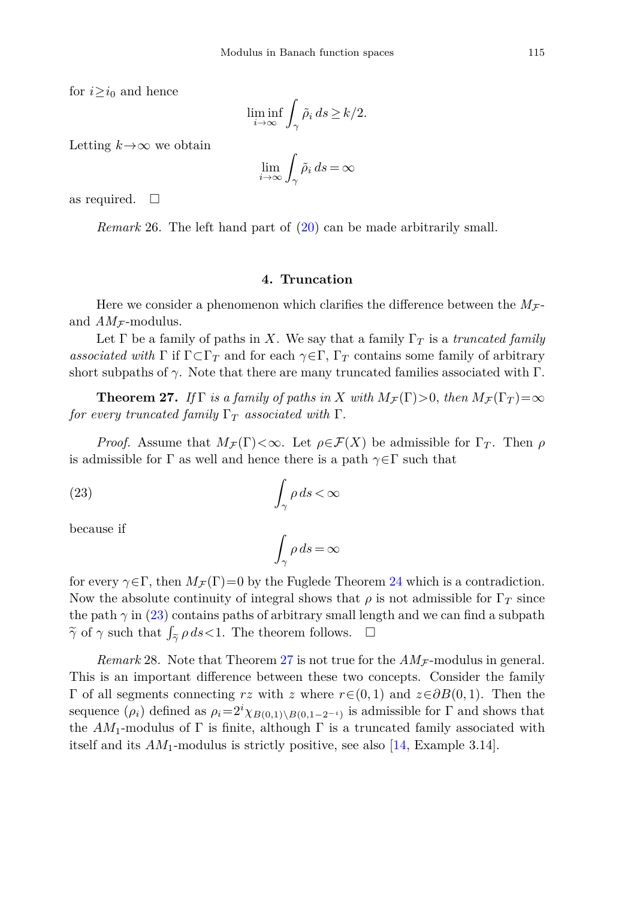for $i \geq i_0$ and hence

$$\liminf_{i\to\infty} \int_\gamma \tilde{\rho}_i \, ds \geq k/2.$$

Letting $k \to \infty$ we obtain

$$\lim_{i\to\infty} \int_\gamma \tilde{\rho}_i \, ds = \infty$$

as required. $\square$

*Remark* 26. The left hand part of (20) can be made arbitrarily small.

## 4. Truncation

Here we consider a phenomenon which clarifies the difference between the $M_{\mathcal{F}}$- and $AM_{\mathcal{F}}$-modulus.

Let $\Gamma$ be a family of paths in $X$. We say that a family $\Gamma_T$ is a *truncated family associated with* $\Gamma$ if $\Gamma \subset \Gamma_T$ and for each $\gamma \in \Gamma$, $\Gamma_T$ contains some family of arbitrary short subpaths of $\gamma$. Note that there are many truncated families associated with $\Gamma$.

**Theorem 27.** *If* $\Gamma$ *is a family of paths in* $X$ *with* $M_{\mathcal{F}}(\Gamma) > 0$, *then* $M_{\mathcal{F}}(\Gamma_T) = \infty$ *for every truncated family* $\Gamma_T$ *associated with* $\Gamma$.

*Proof.* Assume that $M_{\mathcal{F}}(\Gamma) < \infty$. Let $\rho \in \mathcal{F}(X)$ be admissible for $\Gamma_T$. Then $\rho$ is admissible for $\Gamma$ as well and hence there is a path $\gamma \in \Gamma$ such that

$$\int_\gamma \rho \, ds < \infty \tag{23}$$

because if

$$\int_\gamma \rho \, ds = \infty$$

for every $\gamma \in \Gamma$, then $M_{\mathcal{F}}(\Gamma) = 0$ by the Fuglede Theorem 24 which is a contradiction. Now the absolute continuity of integral shows that $\rho$ is not admissible for $\Gamma_T$ since the path $\gamma$ in (23) contains paths of arbitrary small length and we can find a subpath $\widetilde{\gamma}$ of $\gamma$ such that $\int_{\widetilde{\gamma}} \rho \, ds < 1$. The theorem follows. $\square$

*Remark* 28. Note that Theorem 27 is not true for the $AM_{\mathcal{F}}$-modulus in general. This is an important difference between these two concepts. Consider the family $\Gamma$ of all segments connecting $rz$ with $z$ where $r \in (0,1)$ and $z \in \partial B(0,1)$. Then the sequence $(\rho_i)$ defined as $\rho_i = 2^i \chi_{B(0,1) \setminus B(0,1-2^{-i})}$ is admissible for $\Gamma$ and shows that the $AM_1$-modulus of $\Gamma$ is finite, although $\Gamma$ is a truncated family associated with itself and its $AM_1$-modulus is strictly positive, see also [14, Example 3.14].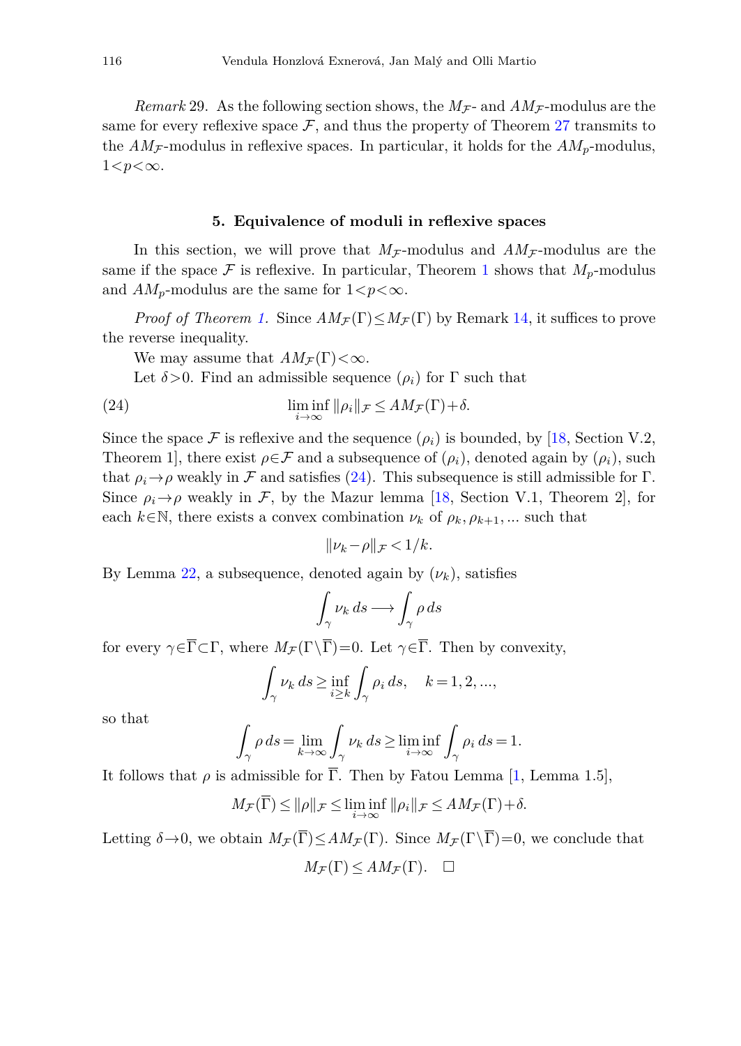*Remark* 29. As the following section shows, the $M_{\mathcal{F}}$- and $AM_{\mathcal{F}}$-modulus are the same for every reflexive space $\mathcal{F}$, and thus the property of Theorem 27 transmits to the $AM_{\mathcal{F}}$-modulus in reflexive spaces. In particular, it holds for the $AM_p$-modulus, $1<p<\infty$.

## 5. Equivalence of moduli in reflexive spaces

In this section, we will prove that $M_{\mathcal{F}}$-modulus and $AM_{\mathcal{F}}$-modulus are the same if the space $\mathcal{F}$ is reflexive. In particular, Theorem 1 shows that $M_p$-modulus and $AM_p$-modulus are the same for $1<p<\infty$.

*Proof of Theorem 1.* Since $AM_{\mathcal{F}}(\Gamma)\le M_{\mathcal{F}}(\Gamma)$ by Remark 14, it suffices to prove the reverse inequality.

We may assume that $AM_{\mathcal{F}}(\Gamma)<\infty$.

Let $\delta>0$. Find an admissible sequence $(\rho_i)$ for $\Gamma$ such that

$$\liminf_{i\to\infty} \|\rho_i\|_{\mathcal{F}} \le AM_{\mathcal{F}}(\Gamma)+\delta. \tag{24}$$

Since the space $\mathcal{F}$ is reflexive and the sequence $(\rho_i)$ is bounded, by [18, Section V.2, Theorem 1], there exist $\rho\in\mathcal{F}$ and a subsequence of $(\rho_i)$, denoted again by $(\rho_i)$, such that $\rho_i\to\rho$ weakly in $\mathcal{F}$ and satisfies (24). This subsequence is still admissible for $\Gamma$. Since $\rho_i\to\rho$ weakly in $\mathcal{F}$, by the Mazur lemma [18, Section V.1, Theorem 2], for each $k\in\mathbb{N}$, there exists a convex combination $\nu_k$ of $\rho_k,\rho_{k+1},\ldots$ such that

$$\|\nu_k-\rho\|_{\mathcal{F}}<1/k.$$

By Lemma 22, a subsequence, denoted again by $(\nu_k)$, satisfies

$$\int_\gamma \nu_k\,ds \longrightarrow \int_\gamma \rho\,ds$$

for every $\gamma\in\overline{\Gamma}\subset\Gamma$, where $M_{\mathcal{F}}(\Gamma\setminus\overline{\Gamma})=0$. Let $\gamma\in\overline{\Gamma}$. Then by convexity,

$$\int_\gamma \nu_k\,ds \ge \inf_{i\ge k}\int_\gamma \rho_i\,ds, \quad k=1,2,\ldots,$$

so that

$$\int_\gamma \rho\,ds = \lim_{k\to\infty}\int_\gamma \nu_k\,ds \ge \liminf_{i\to\infty}\int_\gamma \rho_i\,ds = 1.$$

It follows that $\rho$ is admissible for $\overline{\Gamma}$. Then by Fatou Lemma [1, Lemma 1.5],

$$M_{\mathcal{F}}(\overline{\Gamma}) \le \|\rho\|_{\mathcal{F}} \le \liminf_{i\to\infty}\|\rho_i\|_{\mathcal{F}} \le AM_{\mathcal{F}}(\Gamma)+\delta.$$

Letting $\delta\to0$, we obtain $M_{\mathcal{F}}(\overline{\Gamma})\le AM_{\mathcal{F}}(\Gamma)$. Since $M_{\mathcal{F}}(\Gamma\setminus\overline{\Gamma})=0$, we conclude that

$$M_{\mathcal{F}}(\Gamma)\le AM_{\mathcal{F}}(\Gamma). \quad \square$$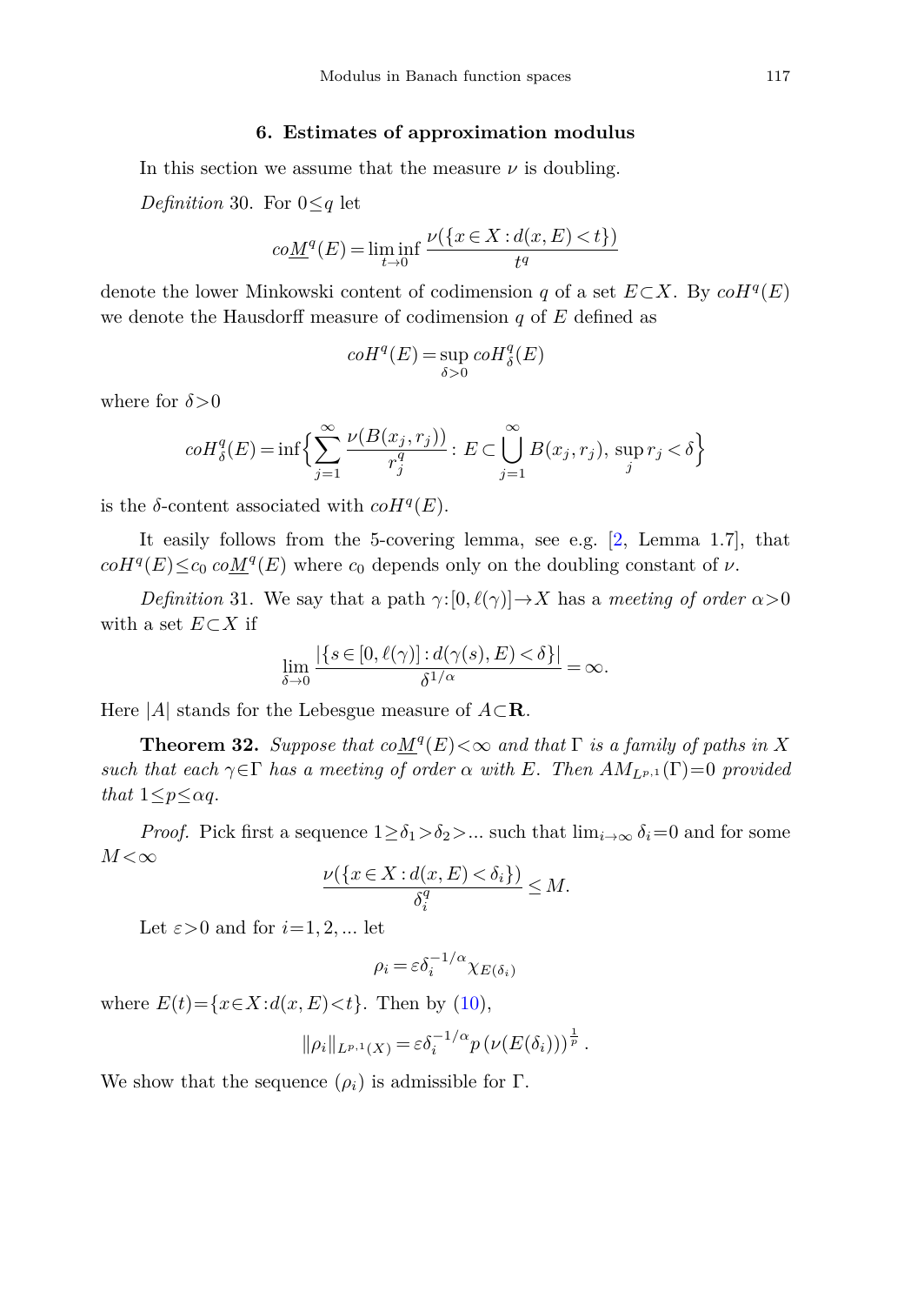## 6. Estimates of approximation modulus

In this section we assume that the measure $\nu$ is doubling.

*Definition* 30. For $0 \le q$ let

$$co\underline{M}^q(E) = \liminf_{t\to 0} \frac{\nu(\{x\in X : d(x,E) < t\})}{t^q}$$

denote the lower Minkowski content of codimension $q$ of a set $E\subset X$. By $coH^q(E)$ we denote the Hausdorff measure of codimension $q$ of $E$ defined as

$$coH^q(E) = \sup_{\delta>0} coH^q_\delta(E)$$

where for $\delta>0$

$$coH^q_\delta(E) = \inf\Big\{ \sum_{j=1}^{\infty} \frac{\nu(B(x_j,r_j))}{r_j^q} : E \subset \bigcup_{j=1}^{\infty} B(x_j,r_j),\ \sup_j r_j < \delta \Big\}$$

is the $\delta$-content associated with $coH^q(E)$.

It easily follows from the 5-covering lemma, see e.g. [2, Lemma 1.7], that $coH^q(E) \le c_0\, co\underline{M}^q(E)$ where $c_0$ depends only on the doubling constant of $\nu$.

*Definition* 31. We say that a path $\gamma : [0,\ell(\gamma)] \to X$ has a *meeting of order* $\alpha > 0$ with a set $E \subset X$ if

$$\lim_{\delta\to 0} \frac{|\{s\in[0,\ell(\gamma)] : d(\gamma(s),E) < \delta\}|}{\delta^{1/\alpha}} = \infty.$$

Here $|A|$ stands for the Lebesgue measure of $A\subset \mathbf{R}$.

**Theorem 32.** *Suppose that $co\underline{M}^q(E) < \infty$ and that $\Gamma$ is a family of paths in $X$ such that each $\gamma\in\Gamma$ has a meeting of order $\alpha$ with $E$. Then $AM_{L^{p,1}}(\Gamma) = 0$ provided that $1 \le p \le \alpha q$.*

*Proof.* Pick first a sequence $1 \ge \delta_1 > \delta_2 > \dots$ such that $\lim_{i\to\infty} \delta_i = 0$ and for some $M < \infty$

$$\frac{\nu(\{x\in X : d(x,E) < \delta_i\})}{\delta_i^q} \le M.$$

Let $\varepsilon > 0$ and for $i = 1,2,\dots$ let

$$\rho_i = \varepsilon \delta_i^{-1/\alpha} \chi_{E(\delta_i)}$$

where $E(t) = \{x\in X : d(x,E) < t\}$. Then by (10),

$$\|\rho_i\|_{L^{p,1}(X)} = \varepsilon \delta_i^{-1/\alpha} p \left(\nu(E(\delta_i))\right)^{\frac{1}{p}}.$$

We show that the sequence $(\rho_i)$ is admissible for $\Gamma$.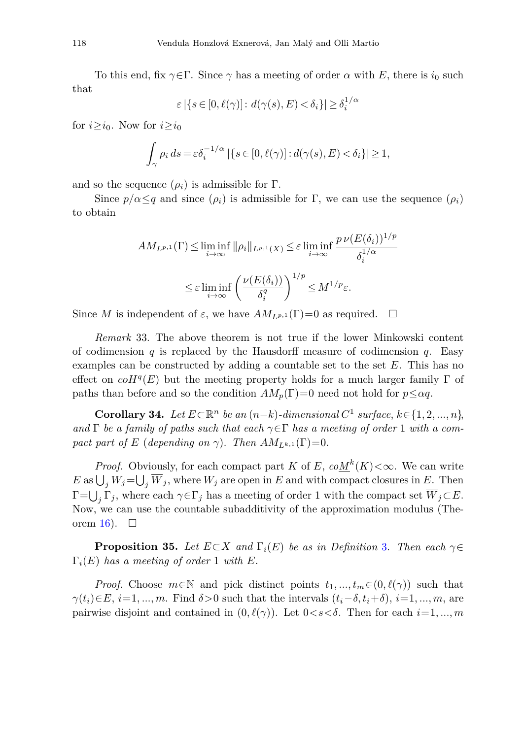To this end, fix $\gamma\in\Gamma$. Since $\gamma$ has a meeting of order $\alpha$ with $E$, there is $i_0$ such that

$$\varepsilon\,|\{s\in[0,\ell(\gamma)]\colon d(\gamma(s),E)<\delta_i\}|\geq\delta_i^{1/\alpha}$$

for $i\geq i_0$. Now for $i\geq i_0$

$$\int_\gamma\rho_i\,ds=\varepsilon\delta_i^{-1/\alpha}\,|\{s\in[0,\ell(\gamma)]:d(\gamma(s),E)<\delta_i\}|\geq 1,$$

and so the sequence $(\rho_i)$ is admissible for $\Gamma$.

Since $p/\alpha\leq q$ and since $(\rho_i)$ is admissible for $\Gamma$, we can use the sequence $(\rho_i)$ to obtain

$$AM_{L^{p,1}}(\Gamma)\leq\liminf_{i\to\infty}\|\rho_i\|_{L^{p,1}(X)}\leq\varepsilon\liminf_{i\to\infty}\frac{p\,\nu(E(\delta_i))^{1/p}}{\delta_i^{1/\alpha}}$$

$$\leq\varepsilon\liminf_{i\to\infty}\left(\frac{\nu(E(\delta_i))}{\delta_i^q}\right)^{1/p}\leq M^{1/p}\varepsilon.$$

Since $M$ is independent of $\varepsilon$, we have $AM_{L^{p,1}}(\Gamma)=0$ as required. $\square$

*Remark* 33. The above theorem is not true if the lower Minkowski content of codimension $q$ is replaced by the Hausdorff measure of codimension $q$. Easy examples can be constructed by adding a countable set to the set $E$. This has no effect on $coH^q(E)$ but the meeting property holds for a much larger family $\Gamma$ of paths than before and so the condition $AM_p(\Gamma)=0$ need not hold for $p\leq\alpha q$.

**Corollary 34.** *Let $E\subset\mathbb{R}^n$ be an $(n-k)$-dimensional $C^1$ surface, $k\in\{1,2,...,n\}$, and $\Gamma$ be a family of paths such that each $\gamma\in\Gamma$ has a meeting of order 1 with a compact part of $E$ (depending on $\gamma$). Then $AM_{L^{k,1}}(\Gamma)=0$.*

*Proof.* Obviously, for each compact part $K$ of $E$, $co\underline{M}^k(K)<\infty$. We can write $E$ as $\bigcup_j W_j=\bigcup_j\overline{W}_j$, where $W_j$ are open in $E$ and with compact closures in $E$. Then $\Gamma=\bigcup_j\Gamma_j$, where each $\gamma\in\Gamma_j$ has a meeting of order 1 with the compact set $\overline{W}_j\subset E$. Now, we can use the countable subadditivity of the approximation modulus (Theorem 16). $\square$

**Proposition 35.** *Let $E\subset X$ and $\Gamma_i(E)$ be as in Definition 3. Then each $\gamma\in\Gamma_i(E)$ has a meeting of order 1 with $E$.*

*Proof.* Choose $m\in\mathbb{N}$ and pick distinct points $t_1,...,t_m\in(0,\ell(\gamma))$ such that $\gamma(t_i)\in E$, $i=1,...,m$. Find $\delta>0$ such that the intervals $(t_i-\delta,t_i+\delta)$, $i=1,...,m$, are pairwise disjoint and contained in $(0,\ell(\gamma))$. Let $0<s<\delta$. Then for each $i=1,...,m$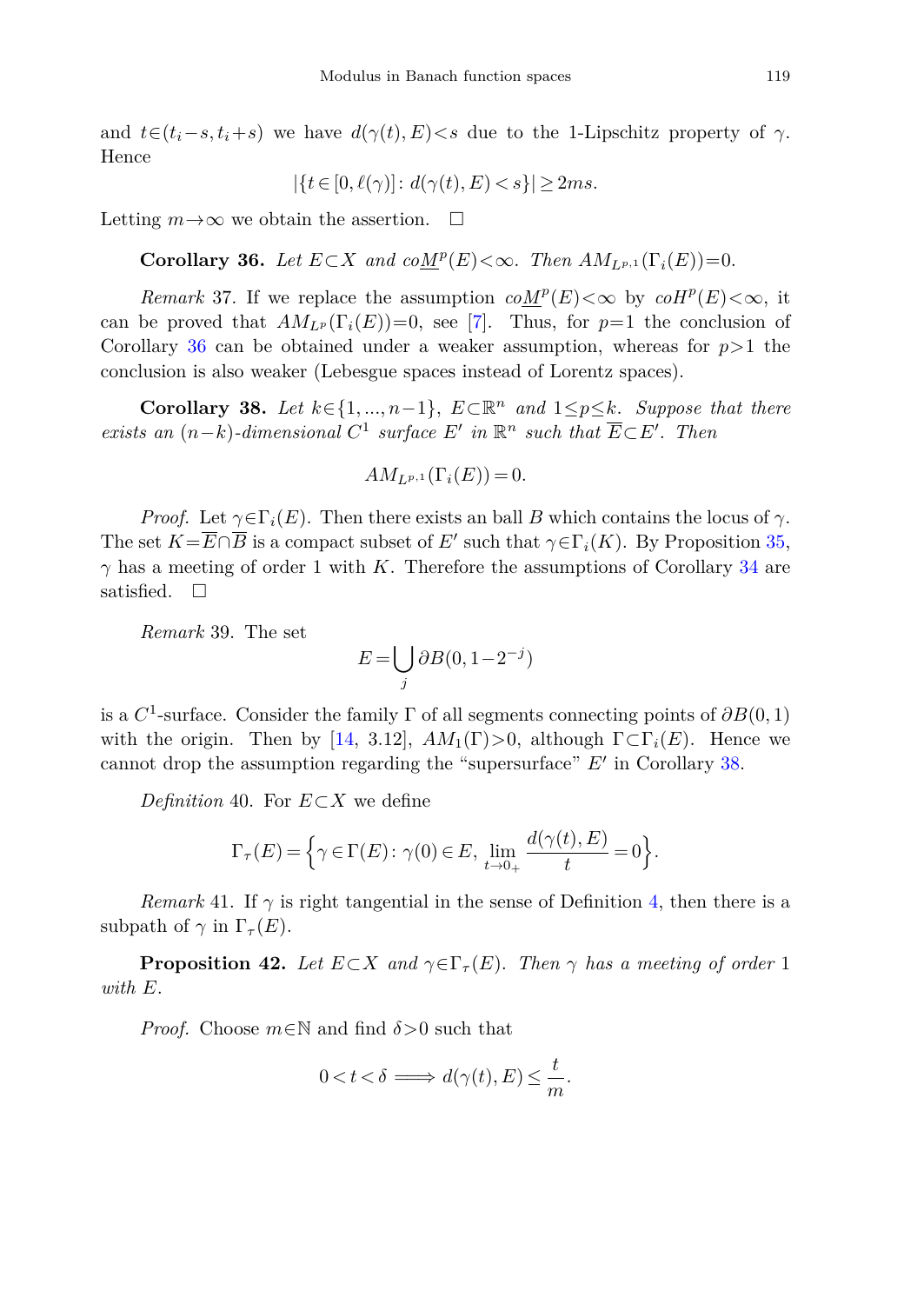and $t \in (t_i - s, t_i + s)$ we have $d(\gamma(t), E) < s$ due to the 1-Lipschitz property of $\gamma$. Hence

$$|\{t \in [0, \ell(\gamma)] \colon d(\gamma(t), E) < s\}| \geq 2ms.$$

Letting $m \to \infty$ we obtain the assertion. $\square$

**Corollary 36.** *Let $E \subset X$ and $co\underline{M}^p(E) < \infty$. Then $AM_{L^{p,1}}(\Gamma_i(E)) = 0$.*

*Remark* 37. If we replace the assumption $co\underline{M}^p(E) < \infty$ by $coH^p(E) < \infty$, it can be proved that $AM_{L^p}(\Gamma_i(E)) = 0$, see [7]. Thus, for $p = 1$ the conclusion of Corollary 36 can be obtained under a weaker assumption, whereas for $p > 1$ the conclusion is also weaker (Lebesgue spaces instead of Lorentz spaces).

**Corollary 38.** *Let $k \in \{1, ..., n-1\}$, $E \subset \mathbb{R}^n$ and $1 \leq p \leq k$. Suppose that there exists an $(n-k)$-dimensional $C^1$ surface $E'$ in $\mathbb{R}^n$ such that $\overline{E} \subset E'$. Then*

$$AM_{L^{p,1}}(\Gamma_i(E)) = 0.$$

*Proof.* Let $\gamma \in \Gamma_i(E)$. Then there exists an ball $B$ which contains the locus of $\gamma$. The set $K = \overline{E} \cap \overline{B}$ is a compact subset of $E'$ such that $\gamma \in \Gamma_i(K)$. By Proposition 35, $\gamma$ has a meeting of order 1 with $K$. Therefore the assumptions of Corollary 34 are satisfied. $\square$

*Remark* 39. The set

$$E = \bigcup_j \partial B(0, 1 - 2^{-j})$$

is a $C^1$-surface. Consider the family $\Gamma$ of all segments connecting points of $\partial B(0, 1)$ with the origin. Then by [14, 3.12], $AM_1(\Gamma) > 0$, although $\Gamma \subset \Gamma_i(E)$. Hence we cannot drop the assumption regarding the "supersurface" $E'$ in Corollary 38.

*Definition* 40. For $E \subset X$ we define

$$\Gamma_\tau(E) = \Big\{\gamma \in \Gamma(E) \colon \gamma(0) \in E,\ \lim_{t \to 0_+} \frac{d(\gamma(t), E)}{t} = 0\Big\}.$$

*Remark* 41. If $\gamma$ is right tangential in the sense of Definition 4, then there is a subpath of $\gamma$ in $\Gamma_\tau(E)$.

**Proposition 42.** *Let $E \subset X$ and $\gamma \in \Gamma_\tau(E)$. Then $\gamma$ has a meeting of order 1 with $E$.*

*Proof.* Choose $m \in \mathbb{N}$ and find $\delta > 0$ such that

$$0 < t < \delta \Longrightarrow d(\gamma(t), E) \leq \frac{t}{m}.$$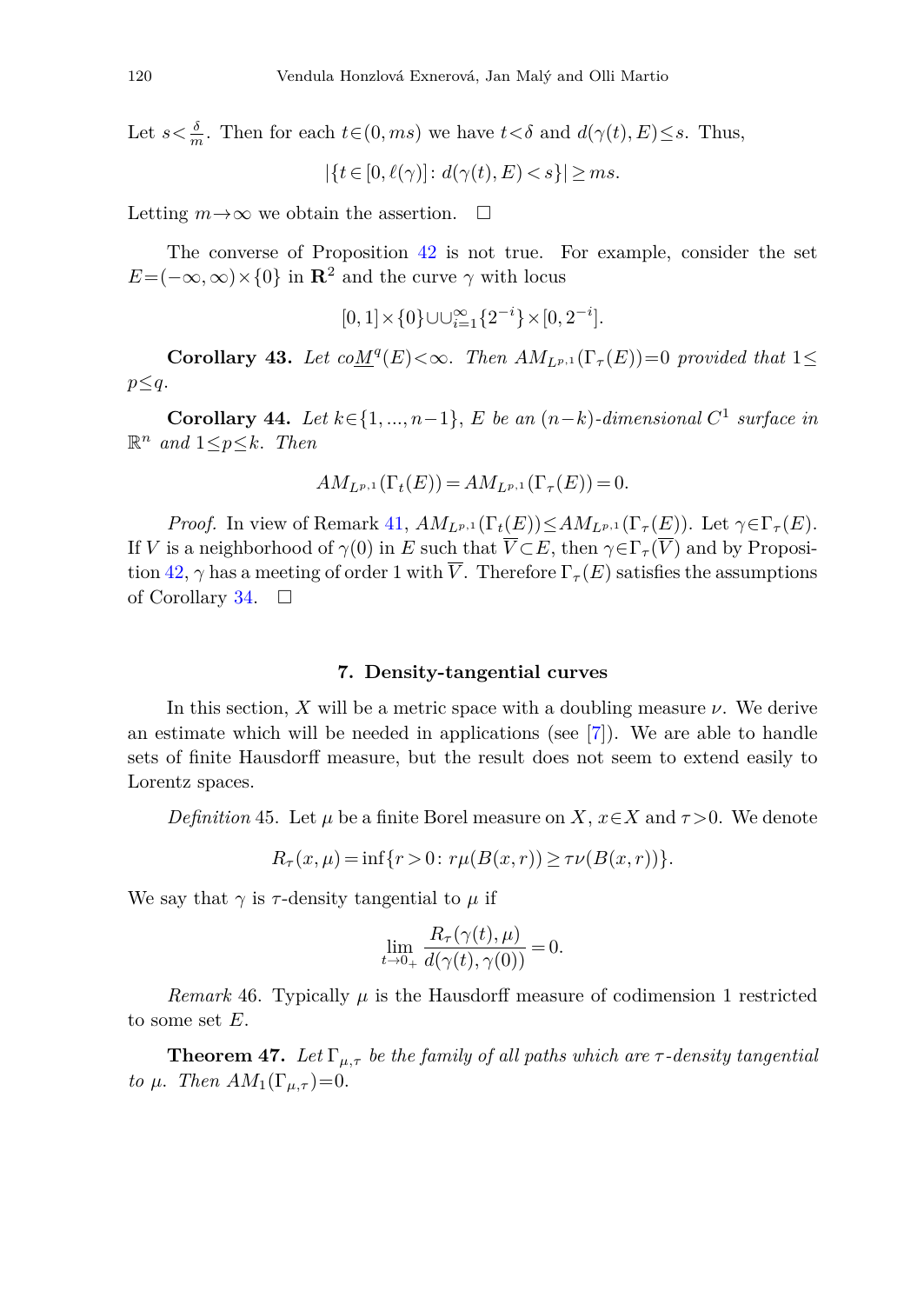Let $s<\frac{\delta}{m}$. Then for each $t\in(0,ms)$ we have $t<\delta$ and $d(\gamma(t),E)\le s$. Thus,

$$|\{t\in[0,\ell(\gamma)]\colon d(\gamma(t),E)<s\}|\ge ms.$$

Letting $m\to\infty$ we obtain the assertion. □

The converse of Proposition 42 is not true. For example, consider the set $E=(-\infty,\infty)\times\{0\}$ in $\mathbf{R}^2$ and the curve $\gamma$ with locus

$$[0,1]\times\{0\}\cup\cup_{i=1}^{\infty}\{2^{-i}\}\times[0,2^{-i}].$$

**Corollary 43.** *Let* $co\underline{M}^q(E)<\infty$. *Then* $AM_{L^{p,1}}(\Gamma_\tau(E))=0$ *provided that* $1\le p\le q$.

**Corollary 44.** *Let* $k\in\{1,...,n-1\}$, $E$ *be an* $(n-k)$*-dimensional* $C^1$ *surface in* $\mathbb{R}^n$ *and* $1\le p\le k$. *Then*

$$AM_{L^{p,1}}(\Gamma_t(E))=AM_{L^{p,1}}(\Gamma_\tau(E))=0.$$

*Proof.* In view of Remark 41, $AM_{L^{p,1}}(\Gamma_t(E))\le AM_{L^{p,1}}(\Gamma_\tau(E))$. Let $\gamma\in\Gamma_\tau(E)$. If $V$ is a neighborhood of $\gamma(0)$ in $E$ such that $\overline{V}\subset E$, then $\gamma\in\Gamma_\tau(\overline{V})$ and by Proposition 42, $\gamma$ has a meeting of order 1 with $\overline{V}$. Therefore $\Gamma_\tau(E)$ satisfies the assumptions of Corollary 34. □

## 7. Density-tangential curves

In this section, $X$ will be a metric space with a doubling measure $\nu$. We derive an estimate which will be needed in applications (see [7]). We are able to handle sets of finite Hausdorff measure, but the result does not seem to extend easily to Lorentz spaces.

*Definition* 45. Let $\mu$ be a finite Borel measure on $X$, $x\in X$ and $\tau>0$. We denote

$$R_\tau(x,\mu)=\inf\{r>0\colon r\mu(B(x,r))\ge\tau\nu(B(x,r))\}.$$

We say that $\gamma$ is $\tau$-density tangential to $\mu$ if

$$\lim_{t\to 0_+}\frac{R_\tau(\gamma(t),\mu)}{d(\gamma(t),\gamma(0))}=0.$$

*Remark* 46. Typically $\mu$ is the Hausdorff measure of codimension 1 restricted to some set $E$.

**Theorem 47.** *Let* $\Gamma_{\mu,\tau}$ *be the family of all paths which are* $\tau$*-density tangential to* $\mu$. *Then* $AM_1(\Gamma_{\mu,\tau})=0$.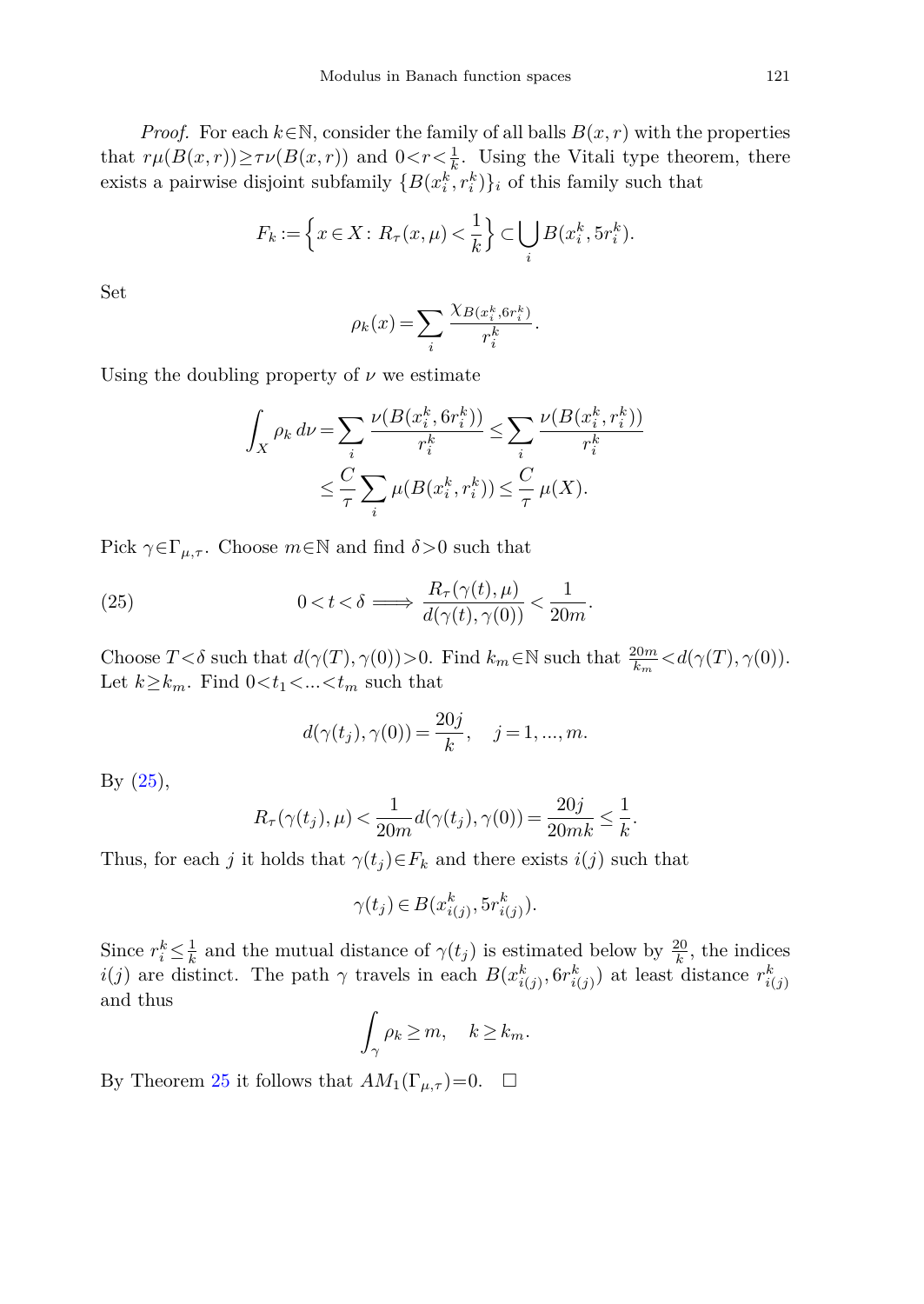*Proof.* For each $k \in \mathbb{N}$, consider the family of all balls $B(x,r)$ with the properties that $r\mu(B(x,r)) \geq \tau\nu(B(x,r))$ and $0 < r < \frac{1}{k}$. Using the Vitali type theorem, there exists a pairwise disjoint subfamily $\{B(x_i^k, r_i^k)\}_i$ of this family such that

$$F_k := \left\{ x \in X \colon R_\tau(x,\mu) < \frac{1}{k} \right\} \subset \bigcup_i B(x_i^k, 5r_i^k).$$

Set

$$\rho_k(x) = \sum_i \frac{\chi_{B(x_i^k, 6r_i^k)}}{r_i^k}.$$

Using the doubling property of $\nu$ we estimate

$$\begin{aligned}
\int_X \rho_k \, d\nu &= \sum_i \frac{\nu(B(x_i^k, 6r_i^k))}{r_i^k} \leq \sum_i \frac{\nu(B(x_i^k, r_i^k))}{r_i^k} \\
&\leq \frac{C}{\tau} \sum_i \mu(B(x_i^k, r_i^k)) \leq \frac{C}{\tau}\, \mu(X).
\end{aligned}$$

Pick $\gamma \in \Gamma_{\mu,\tau}$. Choose $m \in \mathbb{N}$ and find $\delta > 0$ such that

$$0 < t < \delta \Longrightarrow \frac{R_\tau(\gamma(t),\mu)}{d(\gamma(t),\gamma(0))} < \frac{1}{20m}. \tag{25}$$

Choose $T < \delta$ such that $d(\gamma(T),\gamma(0)) > 0$. Find $k_m \in \mathbb{N}$ such that $\frac{20m}{k_m} < d(\gamma(T),\gamma(0))$. Let $k \geq k_m$. Find $0 < t_1 < ... < t_m$ such that

$$d(\gamma(t_j),\gamma(0)) = \frac{20j}{k}, \quad j = 1, ..., m.$$

By (25),

$$R_\tau(\gamma(t_j),\mu) < \frac{1}{20m} d(\gamma(t_j),\gamma(0)) = \frac{20j}{20mk} \leq \frac{1}{k}.$$

Thus, for each $j$ it holds that $\gamma(t_j) \in F_k$ and there exists $i(j)$ such that

$$\gamma(t_j) \in B(x_{i(j)}^k, 5r_{i(j)}^k).$$

Since $r_i^k \leq \frac{1}{k}$ and the mutual distance of $\gamma(t_j)$ is estimated below by $\frac{20}{k}$, the indices $i(j)$ are distinct. The path $\gamma$ travels in each $B(x_{i(j)}^k, 6r_{i(j)}^k)$ at least distance $r_{i(j)}^k$ and thus

$$\int_\gamma \rho_k \geq m, \quad k \geq k_m.$$

By Theorem 25 it follows that $AM_1(\Gamma_{\mu,\tau}) = 0$. $\square$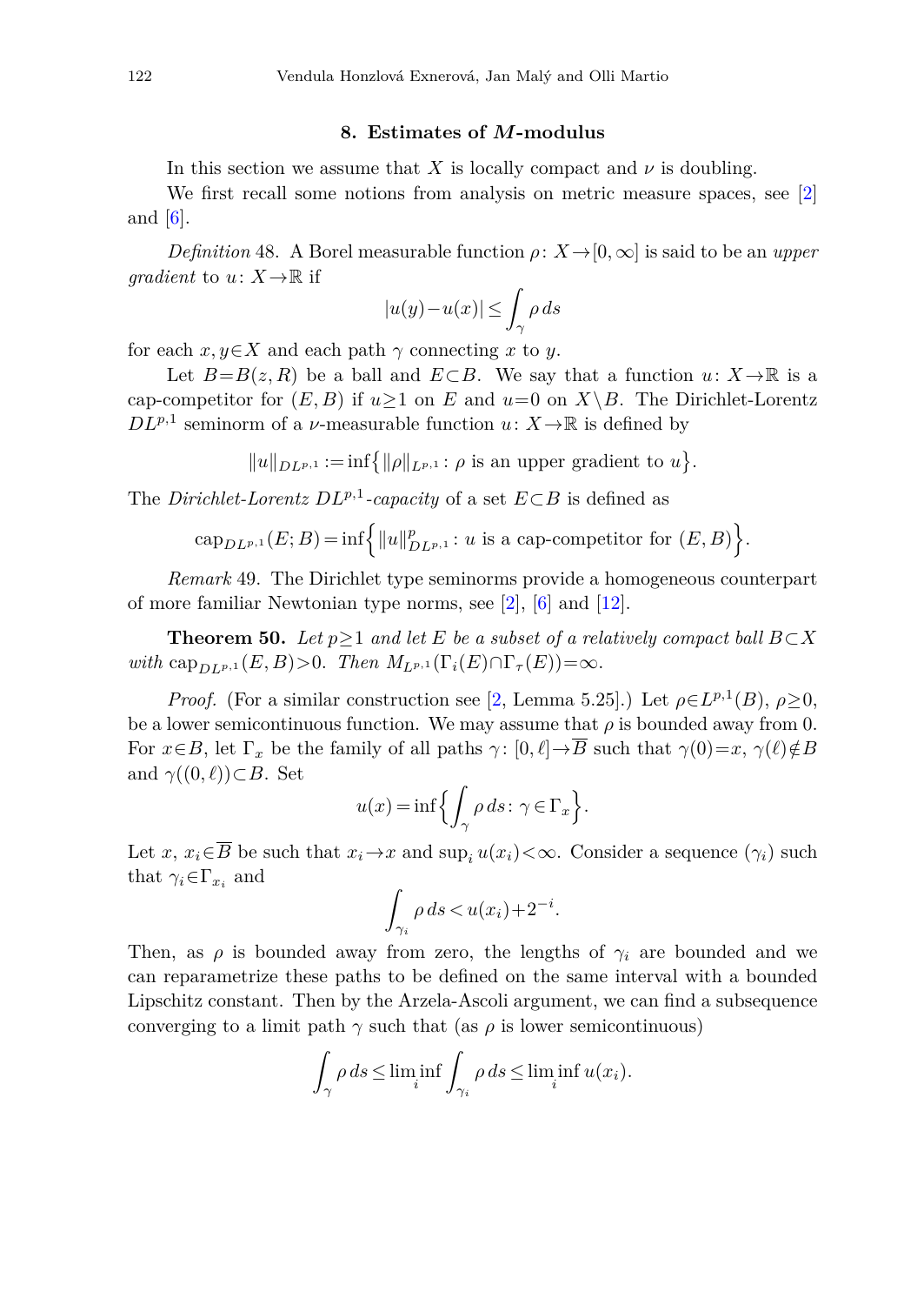## 8. Estimates of $M$-modulus

In this section we assume that $X$ is locally compact and $\nu$ is doubling.

We first recall some notions from analysis on metric measure spaces, see [2] and [6].

*Definition* 48. A Borel measurable function $\rho\colon X\to[0,\infty]$ is said to be an *upper gradient* to $u\colon X\to\mathbb{R}$ if

$$|u(y)-u(x)|\le\int_\gamma \rho\,ds$$

for each $x,y\in X$ and each path $\gamma$ connecting $x$ to $y$.

Let $B=B(z,R)$ be a ball and $E\subset B$. We say that a function $u\colon X\to\mathbb{R}$ is a cap-competitor for $(E,B)$ if $u\ge 1$ on $E$ and $u=0$ on $X\setminus B$. The Dirichlet-Lorentz $DL^{p,1}$ seminorm of a $\nu$-measurable function $u\colon X\to\mathbb{R}$ is defined by

$$\|u\|_{DL^{p,1}}:=\inf\bigl\{\|\rho\|_{L^{p,1}}:\rho \text{ is an upper gradient to } u\bigr\}.$$

The *Dirichlet-Lorentz $DL^{p,1}$-capacity* of a set $E\subset B$ is defined as

$$\operatorname{cap}_{DL^{p,1}}(E;B)=\inf\Bigl\{\|u\|^p_{DL^{p,1}}: u \text{ is a cap-competitor for } (E,B)\Bigr\}.$$

*Remark* 49. The Dirichlet type seminorms provide a homogeneous counterpart of more familiar Newtonian type norms, see [2], [6] and [12].

**Theorem 50.** *Let $p\ge 1$ and let $E$ be a subset of a relatively compact ball $B\subset X$ with $\operatorname{cap}_{DL^{p,1}}(E,B)>0$. Then $M_{L^{p,1}}(\Gamma_i(E)\cap\Gamma_\tau(E))=\infty$.*

*Proof.* (For a similar construction see [2, Lemma 5.25].) Let $\rho\in L^{p,1}(B)$, $\rho\ge 0$, be a lower semicontinuous function. We may assume that $\rho$ is bounded away from 0. For $x\in B$, let $\Gamma_x$ be the family of all paths $\gamma\colon[0,\ell]\to\overline{B}$ such that $\gamma(0)=x$, $\gamma(\ell)\notin B$ and $\gamma((0,\ell))\subset B$. Set

$$u(x)=\inf\Bigl\{\int_\gamma\rho\,ds\colon \gamma\in\Gamma_x\Bigr\}.$$

Let $x$, $x_i\in\overline{B}$ be such that $x_i\to x$ and $\sup_i u(x_i)<\infty$. Consider a sequence $(\gamma_i)$ such that $\gamma_i\in\Gamma_{x_i}$ and

$$\int_{\gamma_i}\rho\,ds<u(x_i)+2^{-i}.$$

Then, as $\rho$ is bounded away from zero, the lengths of $\gamma_i$ are bounded and we can reparametrize these paths to be defined on the same interval with a bounded Lipschitz constant. Then by the Arzela-Ascoli argument, we can find a subsequence converging to a limit path $\gamma$ such that (as $\rho$ is lower semicontinuous)

$$\int_\gamma\rho\,ds\le\liminf_i\int_{\gamma_i}\rho\,ds\le\liminf_i u(x_i).$$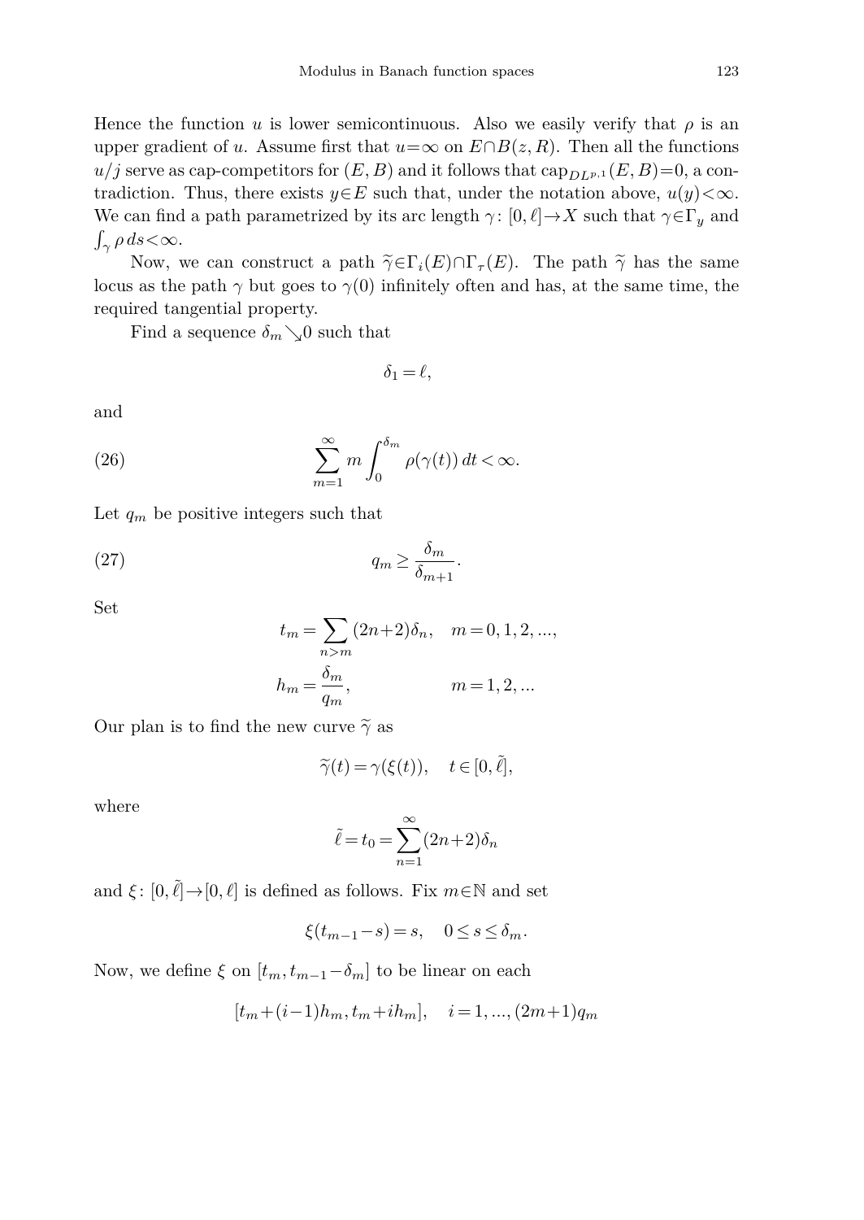Hence the function $u$ is lower semicontinuous. Also we easily verify that $\rho$ is an upper gradient of $u$. Assume first that $u=\infty$ on $E\cap B(z,R)$. Then all the functions $u/j$ serve as cap-competitors for $(E,B)$ and it follows that $\operatorname{cap}_{DL^{p,1}}(E,B)=0$, a contradiction. Thus, there exists $y\in E$ such that, under the notation above, $u(y)<\infty$. We can find a path parametrized by its arc length $\gamma\colon[0,\ell]\to X$ such that $\gamma\in\Gamma_y$ and $\int_\gamma \rho\,ds<\infty$.

Now, we can construct a path $\widetilde{\gamma}\in\Gamma_i(E)\cap\Gamma_\tau(E)$. The path $\widetilde{\gamma}$ has the same locus as the path $\gamma$ but goes to $\gamma(0)$ infinitely often and has, at the same time, the required tangential property.

Find a sequence $\delta_m\searrow 0$ such that

$$\delta_1=\ell,$$

and

$$\sum_{m=1}^{\infty} m\int_0^{\delta_m}\rho(\gamma(t))\,dt<\infty. \tag{26}$$

Let $q_m$ be positive integers such that

$$q_m\ge\frac{\delta_m}{\delta_{m+1}}. \tag{27}$$

Set

$$t_m=\sum_{n>m}(2n+2)\delta_n,\quad m=0,1,2,...,$$

$$h_m=\frac{\delta_m}{q_m},\qquad\qquad m=1,2,...$$

Our plan is to find the new curve $\widetilde{\gamma}$ as

$$\widetilde{\gamma}(t)=\gamma(\xi(t)),\quad t\in[0,\tilde{\ell}],$$

where

$$\tilde{\ell}=t_0=\sum_{n=1}^{\infty}(2n+2)\delta_n$$

and $\xi\colon[0,\tilde{\ell}]\to[0,\ell]$ is defined as follows. Fix $m\in\mathbb{N}$ and set

$$\xi(t_{m-1}-s)=s,\quad 0\le s\le\delta_m.$$

Now, we define $\xi$ on $[t_m,t_{m-1}-\delta_m]$ to be linear on each

$$[t_m+(i-1)h_m,t_m+ih_m],\quad i=1,...,(2m+1)q_m$$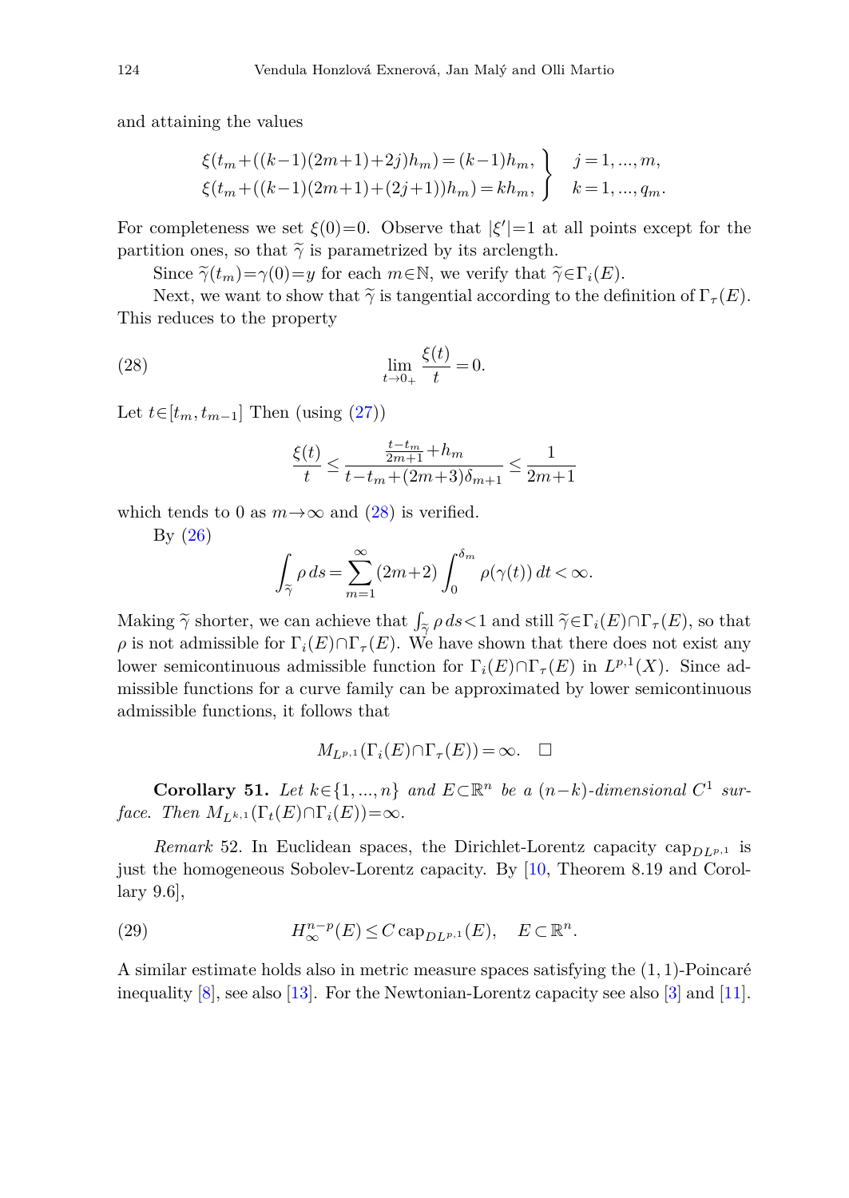and attaining the values

$$\left.\begin{aligned} \xi(t_m+((k-1)(2m+1)+2j)h_m) &= (k-1)h_m, \\ \xi(t_m+((k-1)(2m+1)+(2j+1))h_m) &= kh_m, \end{aligned}\right\} \quad \begin{aligned} &j=1,\dots,m, \\ &k=1,\dots,q_m. \end{aligned}$$

For completeness we set $\xi(0)=0$. Observe that $|\xi'|=1$ at all points except for the partition ones, so that $\widetilde{\gamma}$ is parametrized by its arclength.

Since $\widetilde{\gamma}(t_m)=\gamma(0)=y$ for each $m\in\mathbb{N}$, we verify that $\widetilde{\gamma}\in\Gamma_i(E)$.

Next, we want to show that $\widetilde{\gamma}$ is tangential according to the definition of $\Gamma_\tau(E)$. This reduces to the property

$$\lim_{t\to 0_+}\frac{\xi(t)}{t}=0. \tag{28}$$

Let $t\in[t_m,t_{m-1}]$ Then (using (27))

$$\frac{\xi(t)}{t}\le\frac{\frac{t-t_m}{2m+1}+h_m}{t-t_m+(2m+3)\delta_{m+1}}\le\frac{1}{2m+1}$$

which tends to 0 as $m\to\infty$ and (28) is verified.

By (26)

$$\int_{\widetilde{\gamma}}\rho\,ds=\sum_{m=1}^{\infty}(2m+2)\int_0^{\delta_m}\rho(\gamma(t))\,dt<\infty.$$

Making $\widetilde{\gamma}$ shorter, we can achieve that $\int_{\widetilde{\gamma}}\rho\,ds<1$ and still $\widetilde{\gamma}\in\Gamma_i(E)\cap\Gamma_\tau(E)$, so that $\rho$ is not admissible for $\Gamma_i(E)\cap\Gamma_\tau(E)$. We have shown that there does not exist any lower semicontinuous admissible function for $\Gamma_i(E)\cap\Gamma_\tau(E)$ in $L^{p,1}(X)$. Since admissible functions for a curve family can be approximated by lower semicontinuous admissible functions, it follows that

$$M_{L^{p,1}}(\Gamma_i(E)\cap\Gamma_\tau(E))=\infty. \quad \square$$

**Corollary 51.** *Let $k\in\{1,\dots,n\}$ and $E\subset\mathbb{R}^n$ be a $(n-k)$-dimensional $C^1$ surface. Then $M_{L^{k,1}}(\Gamma_t(E)\cap\Gamma_i(E))=\infty$.*

*Remark* 52. In Euclidean spaces, the Dirichlet-Lorentz capacity $\operatorname{cap}_{DL^{p,1}}$ is just the homogeneous Sobolev-Lorentz capacity. By [10, Theorem 8.19 and Corollary 9.6],

$$H^{n-p}_\infty(E)\le C\operatorname{cap}_{DL^{p,1}}(E), \quad E\subset\mathbb{R}^n. \tag{29}$$

A similar estimate holds also in metric measure spaces satisfying the $(1,1)$-Poincaré inequality [8], see also [13]. For the Newtonian-Lorentz capacity see also [3] and [11].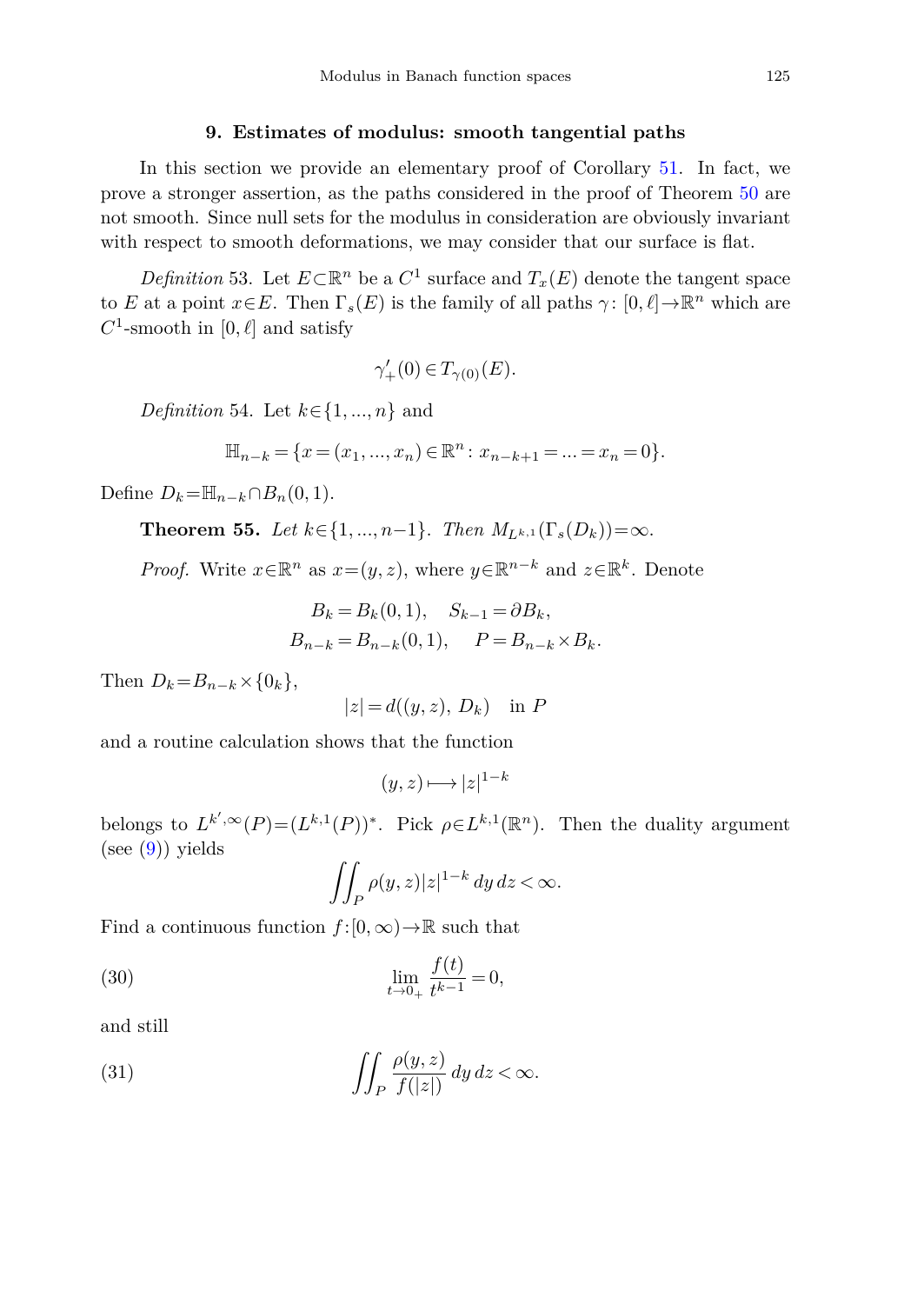## 9. Estimates of modulus: smooth tangential paths

In this section we provide an elementary proof of Corollary 51. In fact, we prove a stronger assertion, as the paths considered in the proof of Theorem 50 are not smooth. Since null sets for the modulus in consideration are obviously invariant with respect to smooth deformations, we may consider that our surface is flat.

*Definition* 53. Let $E\subset\mathbb{R}^n$ be a $C^1$ surface and $T_x(E)$ denote the tangent space to $E$ at a point $x\in E$. Then $\Gamma_s(E)$ is the family of all paths $\gamma\colon [0,\ell]\to\mathbb{R}^n$ which are $C^1$-smooth in $[0,\ell]$ and satisfy

$$\gamma'_+(0)\in T_{\gamma(0)}(E).$$

*Definition* 54. Let $k\in\{1,...,n\}$ and

$$\mathbb{H}_{n-k}=\{x=(x_1,...,x_n)\in\mathbb{R}^n : x_{n-k+1}=...=x_n=0\}.$$

Define $D_k=\mathbb{H}_{n-k}\cap B_n(0,1)$.

**Theorem 55.** *Let $k\in\{1,...,n-1\}$. Then $M_{L^{k,1}}(\Gamma_s(D_k))=\infty$.*

*Proof.* Write $x\in\mathbb{R}^n$ as $x=(y,z)$, where $y\in\mathbb{R}^{n-k}$ and $z\in\mathbb{R}^k$. Denote

$$B_k=B_k(0,1),\quad S_{k-1}=\partial B_k,$$
$$B_{n-k}=B_{n-k}(0,1),\quad P=B_{n-k}\times B_k.$$

Then $D_k=B_{n-k}\times\{0_k\}$,

$$|z|=d((y,z),\,D_k)\quad\text{in } P$$

and a routine calculation shows that the function

$$(y,z)\longmapsto|z|^{1-k}$$

belongs to $L^{k',\infty}(P)=(L^{k,1}(P))^*$. Pick $\rho\in L^{k,1}(\mathbb{R}^n)$. Then the duality argument (see (9)) yields

$$\iint_P\rho(y,z)|z|^{1-k}\,dy\,dz<\infty.$$

Find a continuous function $f\colon[0,\infty)\to\mathbb{R}$ such that

$$\lim_{t\to 0_+}\frac{f(t)}{t^{k-1}}=0, \tag{30}$$

and still

$$\iint_P\frac{\rho(y,z)}{f(|z|)}\,dy\,dz<\infty. \tag{31}$$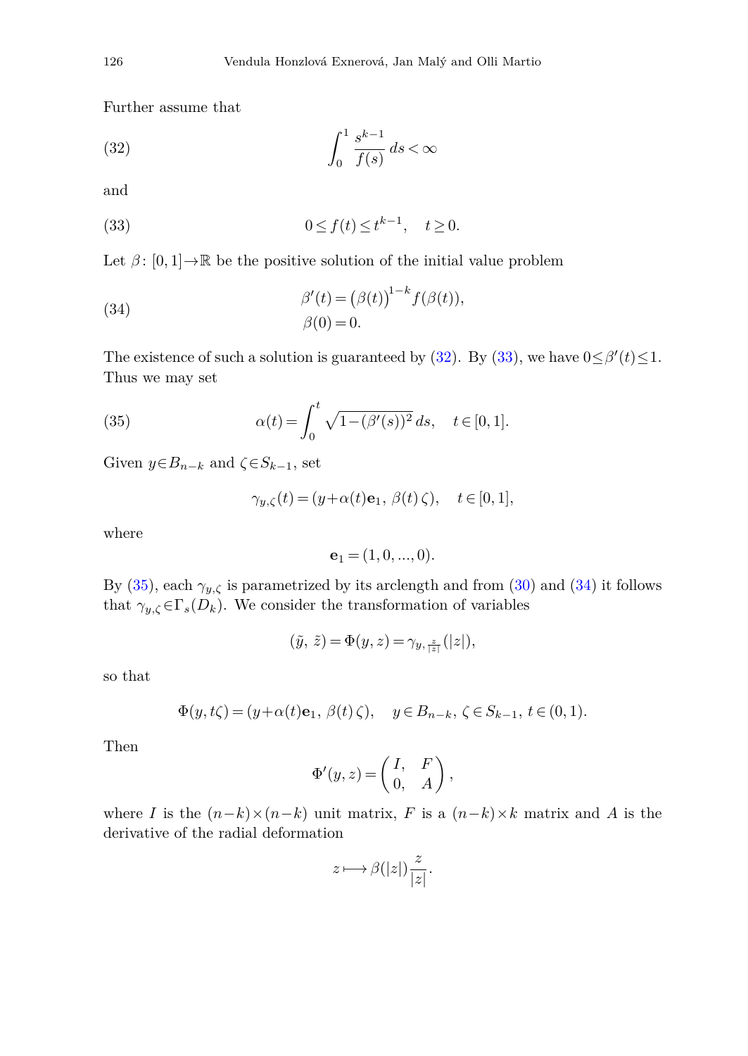Further assume that

$$\int_0^1 \frac{s^{k-1}}{f(s)}\,ds<\infty \tag{32}$$

and

$$0\le f(t)\le t^{k-1},\quad t\ge 0. \tag{33}$$

Let $\beta\colon [0,1]\to\mathbb{R}$ be the positive solution of the initial value problem

$$\begin{aligned} \beta'(t) &= \big(\beta(t)\big)^{1-k} f(\beta(t)),\\ \beta(0) &= 0. \end{aligned} \tag{34}$$

The existence of such a solution is guaranteed by (32). By (33), we have $0\le\beta'(t)\le 1$. Thus we may set

$$\alpha(t)=\int_0^t \sqrt{1-(\beta'(s))^2}\,ds,\quad t\in[0,1]. \tag{35}$$

Given $y\in B_{n-k}$ and $\zeta\in S_{k-1}$, set

$$\gamma_{y,\zeta}(t)=(y+\alpha(t)\mathbf{e}_1,\ \beta(t)\,\zeta),\quad t\in[0,1],$$

where

$$\mathbf{e}_1=(1,0,...,0).$$

By (35), each $\gamma_{y,\zeta}$ is parametrized by its arclength and from (30) and (34) it follows that $\gamma_{y,\zeta}\in\Gamma_s(D_k)$. We consider the transformation of variables

$$(\tilde{y},\ \tilde{z})=\Phi(y,z)=\gamma_{y,\frac{z}{|z|}}(|z|),$$

so that

$$\Phi(y,t\zeta)=(y+\alpha(t)\mathbf{e}_1,\ \beta(t)\,\zeta),\quad y\in B_{n-k},\ \zeta\in S_{k-1},\ t\in(0,1).$$

Then

$$\Phi'(y,z)=\begin{pmatrix} I, & F\\ 0, & A\end{pmatrix},$$

where $I$ is the $(n-k)\times(n-k)$ unit matrix, $F$ is a $(n-k)\times k$ matrix and $A$ is the derivative of the radial deformation

$$z\longmapsto \beta(|z|)\frac{z}{|z|}.$$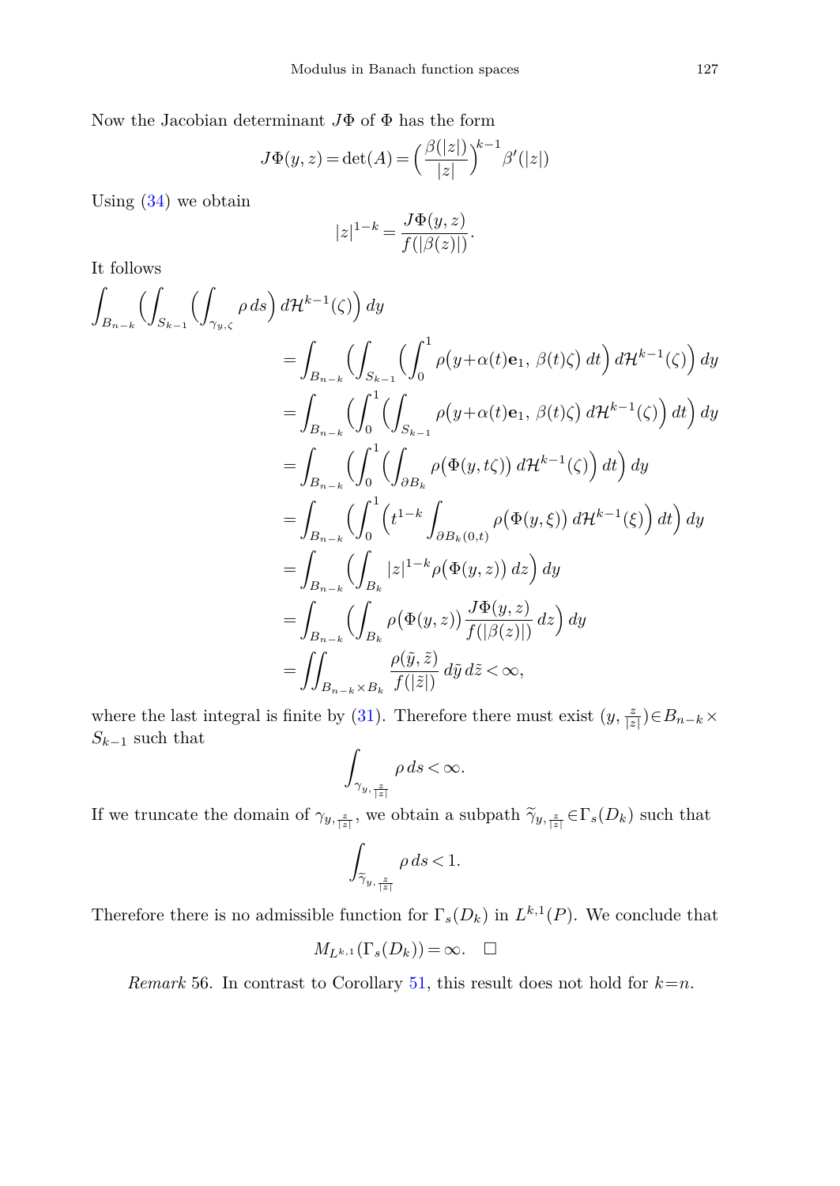Now the Jacobian determinant $J\Phi$ of $\Phi$ has the form

$$J\Phi(y,z)=\det(A)=\Big(\frac{\beta(|z|)}{|z|}\Big)^{k-1}\beta'(|z|)$$

Using (34) we obtain

$$|z|^{1-k}=\frac{J\Phi(y,z)}{f(|\beta(z)|)}.$$

It follows

$$\begin{aligned}
\int_{B_{n-k}}\Big(\int_{S_{k-1}}\Big(\int_{\gamma_{y,\zeta}}\rho\,ds\Big)\,d\mathcal{H}^{k-1}(\zeta)\Big)\,dy \\
&=\int_{B_{n-k}}\Big(\int_{S_{k-1}}\Big(\int_0^1\rho\big(y+\alpha(t)\mathbf{e}_1,\,\beta(t)\zeta\big)\,dt\Big)\,d\mathcal{H}^{k-1}(\zeta)\Big)\,dy \\
&=\int_{B_{n-k}}\Big(\int_0^1\Big(\int_{S_{k-1}}\rho\big(y+\alpha(t)\mathbf{e}_1,\,\beta(t)\zeta\big)\,d\mathcal{H}^{k-1}(\zeta)\Big)\,dt\Big)\,dy \\
&=\int_{B_{n-k}}\Big(\int_0^1\Big(\int_{\partial B_k}\rho\big(\Phi(y,t\zeta)\big)\,d\mathcal{H}^{k-1}(\zeta)\Big)\,dt\Big)\,dy \\
&=\int_{B_{n-k}}\Big(\int_0^1\Big(t^{1-k}\int_{\partial B_k(0,t)}\rho\big(\Phi(y,\xi)\big)\,d\mathcal{H}^{k-1}(\xi)\Big)\,dt\Big)\,dy \\
&=\int_{B_{n-k}}\Big(\int_{B_k}|z|^{1-k}\rho\big(\Phi(y,z)\big)\,dz\Big)\,dy \\
&=\int_{B_{n-k}}\Big(\int_{B_k}\rho\big(\Phi(y,z)\big)\,\frac{J\Phi(y,z)}{f(|\beta(z)|)}\,dz\Big)\,dy \\
&=\iint_{B_{n-k}\times B_k}\frac{\rho(\tilde{y},\tilde{z})}{f(|\tilde{z}|)}\,d\tilde{y}\,d\tilde{z}<\infty,
\end{aligned}$$

where the last integral is finite by (31). Therefore there must exist $(y,\frac{z}{|z|})\in B_{n-k}\times S_{k-1}$ such that

$$\int_{\gamma_{y,\frac{z}{|z|}}}\rho\,ds<\infty.$$

If we truncate the domain of $\gamma_{y,\frac{z}{|z|}}$, we obtain a subpath $\widetilde{\gamma}_{y,\frac{z}{|z|}}\in\Gamma_s(D_k)$ such that

$$\int_{\widetilde{\gamma}_{y,\frac{z}{|z|}}}\rho\,ds<1.$$

Therefore there is no admissible function for $\Gamma_s(D_k)$ in $L^{k,1}(P)$. We conclude that

$$M_{L^{k,1}}(\Gamma_s(D_k))=\infty.\quad\square$$

*Remark* 56. In contrast to Corollary 51, this result does not hold for $k=n$.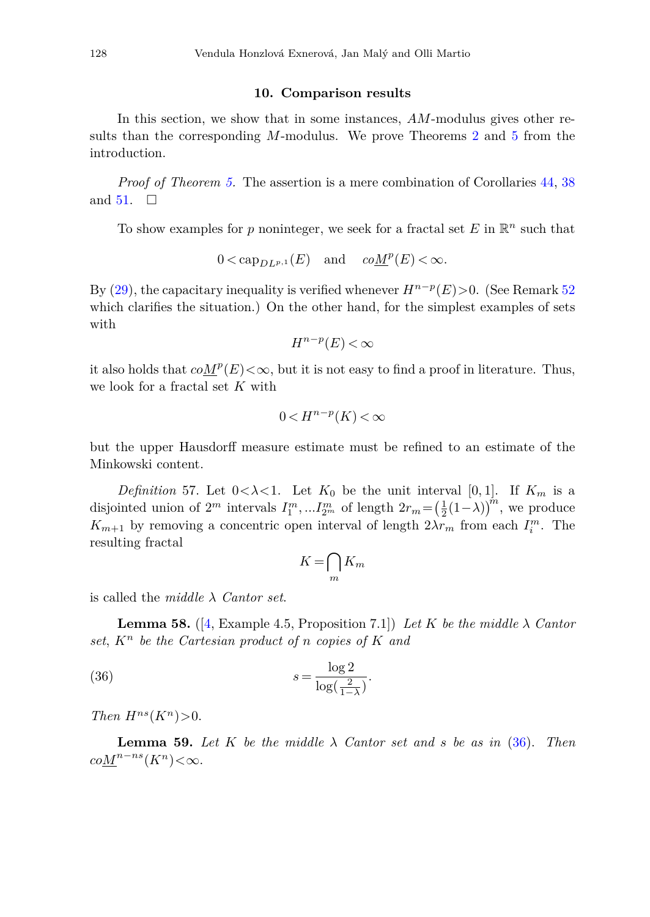## 10. Comparison results

In this section, we show that in some instances, $AM$-modulus gives other results than the corresponding $M$-modulus. We prove Theorems 2 and 5 from the introduction.

*Proof of Theorem 5.* The assertion is a mere combination of Corollaries 44, 38 and 51. □

To show examples for $p$ noninteger, we seek for a fractal set $E$ in $\mathbb{R}^n$ such that

$$0 < \operatorname{cap}_{DL^{p,1}}(E) \quad \text{and} \quad co\underline{M}^p(E) < \infty.$$

By (29), the capacitary inequality is verified whenever $H^{n-p}(E) > 0$. (See Remark 52 which clarifies the situation.) On the other hand, for the simplest examples of sets with

$$H^{n-p}(E) < \infty$$

it also holds that $co\underline{M}^p(E) < \infty$, but it is not easy to find a proof in literature. Thus, we look for a fractal set $K$ with

$$0 < H^{n-p}(K) < \infty$$

but the upper Hausdorff measure estimate must be refined to an estimate of the Minkowski content.

*Definition* 57. Let $0 < \lambda < 1$. Let $K_0$ be the unit interval $[0,1]$. If $K_m$ is a disjointed union of $2^m$ intervals $I_1^m, \dots I_{2^m}^m$ of length $2r_m = \left(\frac{1}{2}(1-\lambda)\right)^m$, we produce $K_{m+1}$ by removing a concentric open interval of length $2\lambda r_m$ from each $I_i^m$. The resulting fractal

$$K = \bigcap_m K_m$$

is called the *middle $\lambda$ Cantor set*.

**Lemma 58.** ([4, Example 4.5, Proposition 7.1]) *Let $K$ be the middle $\lambda$ Cantor set, $K^n$ be the Cartesian product of $n$ copies of $K$ and*

$$s = \frac{\log 2}{\log(\frac{2}{1-\lambda})}. \tag{36}$$

*Then $H^{ns}(K^n) > 0$.*

**Lemma 59.** *Let $K$ be the middle $\lambda$ Cantor set and $s$ be as in (36). Then $co\underline{M}^{n-ns}(K^n) < \infty$.*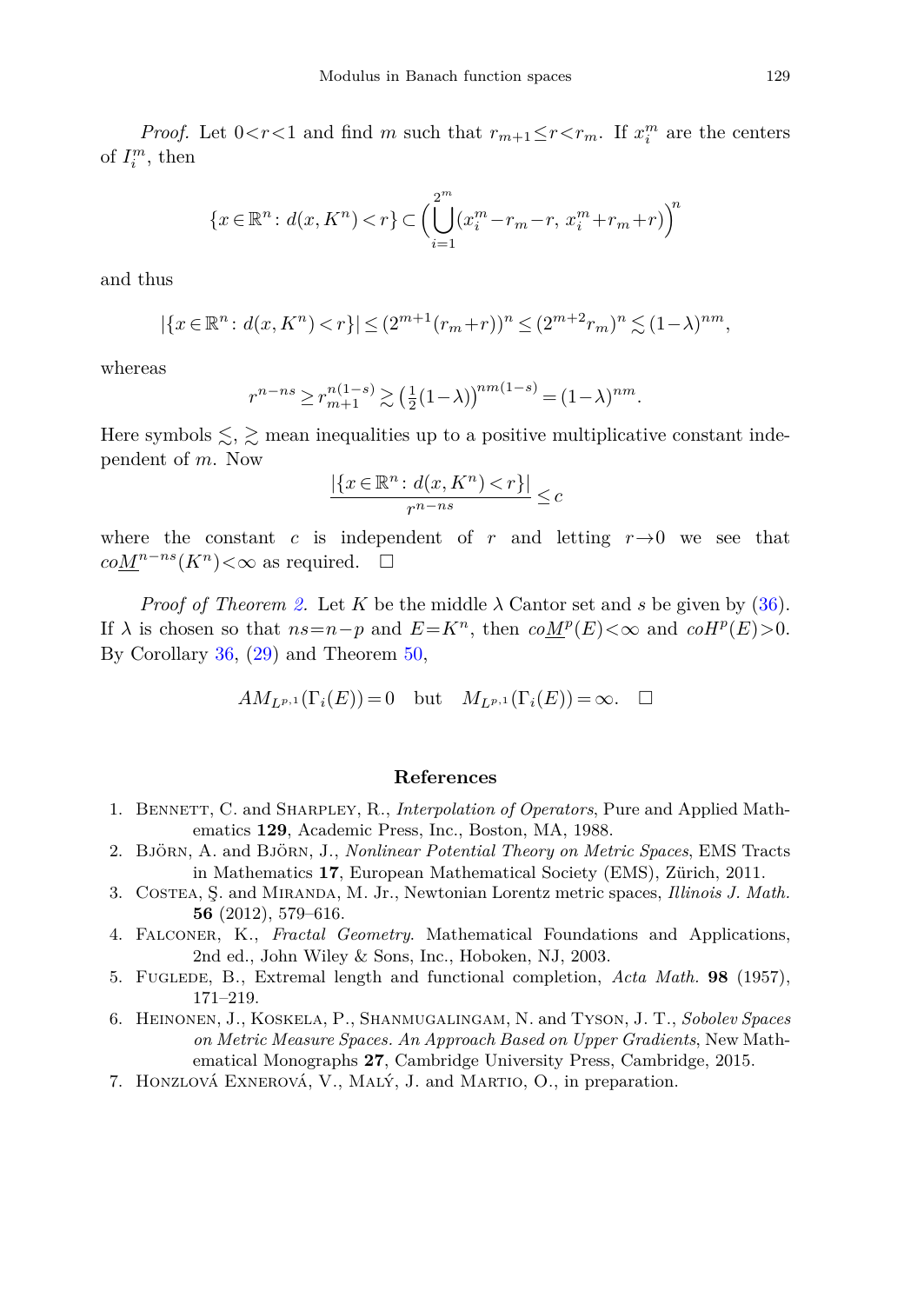*Proof.* Let $0<r<1$ and find $m$ such that $r_{m+1}\le r<r_m$. If $x_i^m$ are the centers of $I_i^m$, then

$$\{x\in\mathbb{R}^n\colon d(x,K^n)<r\}\subset\Big(\bigcup_{i=1}^{2^m}(x_i^m-r_m-r,\,x_i^m+r_m+r)\Big)^n$$

and thus

$$|\{x\in\mathbb{R}^n\colon d(x,K^n)<r\}|\le(2^{m+1}(r_m+r))^n\le(2^{m+2}r_m)^n\lesssim(1-\lambda)^{nm},$$

whereas

$$r^{n-ns}\ge r_{m+1}^{n(1-s)}\gtrsim\big(\tfrac{1}{2}(1-\lambda)\big)^{nm(1-s)}=(1-\lambda)^{nm}.$$

Here symbols $\lesssim$, $\gtrsim$ mean inequalities up to a positive multiplicative constant independent of $m$. Now

$$\frac{|\{x\in\mathbb{R}^n\colon d(x,K^n)<r\}|}{r^{n-ns}}\le c$$

where the constant $c$ is independent of $r$ and letting $r\to 0$ we see that $co\underline{M}^{n-ns}(K^n)<\infty$ as required. $\square$

*Proof of Theorem 2.* Let $K$ be the middle $\lambda$ Cantor set and $s$ be given by (36). If $\lambda$ is chosen so that $ns=n-p$ and $E=K^n$, then $co\underline{M}^p(E)<\infty$ and $coH^p(E)>0$. By Corollary 36, (29) and Theorem 50,

$$AM_{L^{p,1}}(\Gamma_i(E))=0\quad\text{but}\quad M_{L^{p,1}}(\Gamma_i(E))=\infty.\quad\square$$

## References

1. Bennett, C. and Sharpley, R., *Interpolation of Operators*, Pure and Applied Mathematics **129**, Academic Press, Inc., Boston, MA, 1988.
2. Björn, A. and Björn, J., *Nonlinear Potential Theory on Metric Spaces*, EMS Tracts in Mathematics **17**, European Mathematical Society (EMS), Zürich, 2011.
3. Costea, Ş. and Miranda, M. Jr., Newtonian Lorentz metric spaces, *Illinois J. Math.* **56** (2012), 579–616.
4. Falconer, K., *Fractal Geometry*. Mathematical Foundations and Applications, 2nd ed., John Wiley & Sons, Inc., Hoboken, NJ, 2003.
5. Fuglede, B., Extremal length and functional completion, *Acta Math.* **98** (1957), 171–219.
6. Heinonen, J., Koskela, P., Shanmugalingam, N. and Tyson, J. T., *Sobolev Spaces on Metric Measure Spaces. An Approach Based on Upper Gradients*, New Mathematical Monographs **27**, Cambridge University Press, Cambridge, 2015.
7. Honzlová Exnerová, V., Malý, J. and Martio, O., in preparation.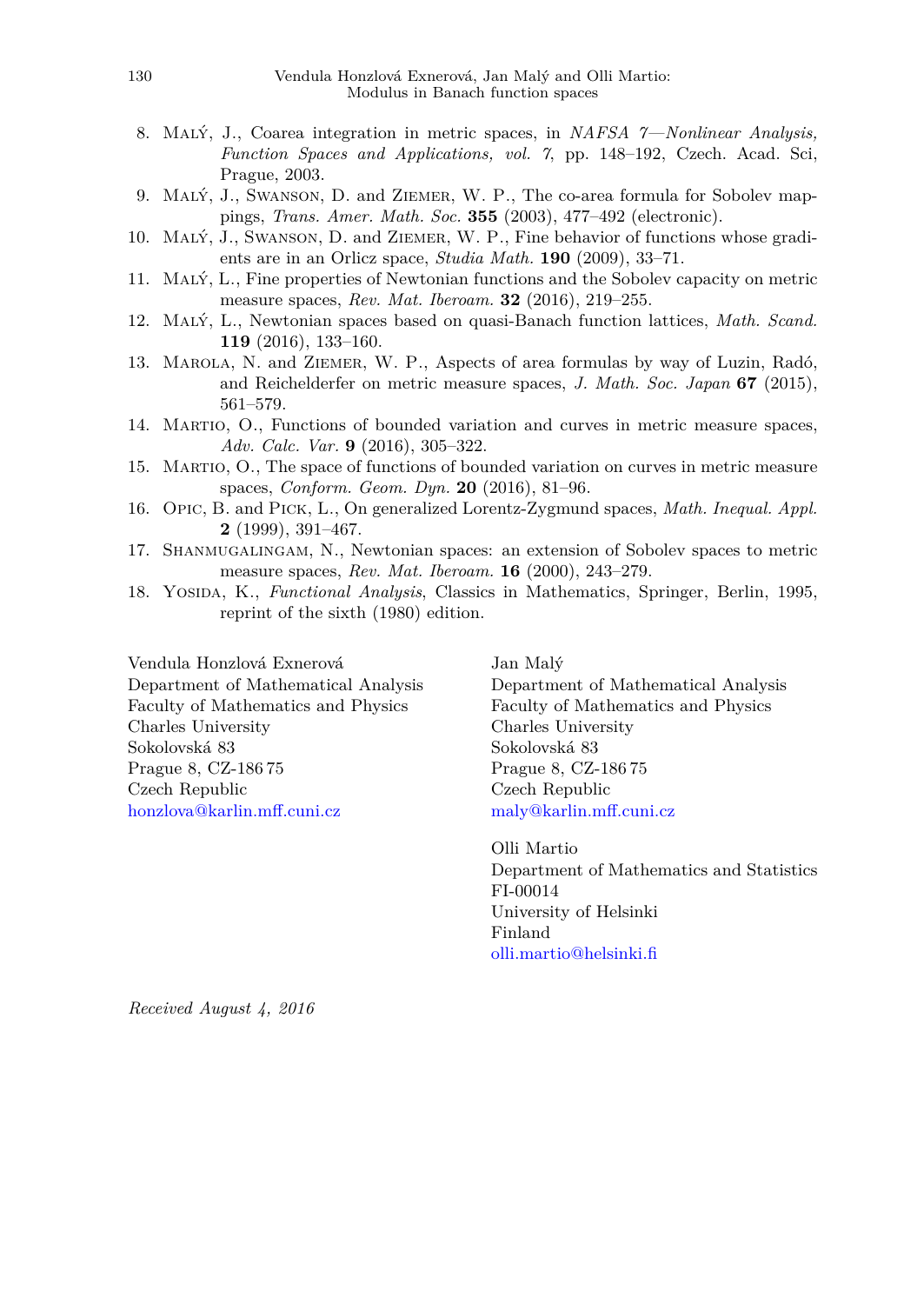8. Malý, J., Coarea integration in metric spaces, in *NAFSA 7—Nonlinear Analysis, Function Spaces and Applications, vol. 7*, pp. 148–192, Czech. Acad. Sci, Prague, 2003.
9. Malý, J., Swanson, D. and Ziemer, W. P., The co-area formula for Sobolev mappings, *Trans. Amer. Math. Soc.* **355** (2003), 477–492 (electronic).
10. Malý, J., Swanson, D. and Ziemer, W. P., Fine behavior of functions whose gradients are in an Orlicz space, *Studia Math.* **190** (2009), 33–71.
11. Malý, L., Fine properties of Newtonian functions and the Sobolev capacity on metric measure spaces, *Rev. Mat. Iberoam.* **32** (2016), 219–255.
12. Malý, L., Newtonian spaces based on quasi-Banach function lattices, *Math. Scand.* **119** (2016), 133–160.
13. Marola, N. and Ziemer, W. P., Aspects of area formulas by way of Luzin, Radó, and Reichelderfer on metric measure spaces, *J. Math. Soc. Japan* **67** (2015), 561–579.
14. Martio, O., Functions of bounded variation and curves in metric measure spaces, *Adv. Calc. Var.* **9** (2016), 305–322.
15. Martio, O., The space of functions of bounded variation on curves in metric measure spaces, *Conform. Geom. Dyn.* **20** (2016), 81–96.
16. Opic, B. and Pick, L., On generalized Lorentz-Zygmund spaces, *Math. Inequal. Appl.* **2** (1999), 391–467.
17. Shanmugalingam, N., Newtonian spaces: an extension of Sobolev spaces to metric measure spaces, *Rev. Mat. Iberoam.* **16** (2000), 243–279.
18. Yosida, K., *Functional Analysis*, Classics in Mathematics, Springer, Berlin, 1995, reprint of the sixth (1980) edition.

Vendula Honzlová Exnerová
Department of Mathematical Analysis
Faculty of Mathematics and Physics
Charles University
Sokolovská 83
Prague 8, CZ-186 75
Czech Republic
honzlova@karlin.mff.cuni.cz

Jan Malý
Department of Mathematical Analysis
Faculty of Mathematics and Physics
Charles University
Sokolovská 83
Prague 8, CZ-186 75
Czech Republic
maly@karlin.mff.cuni.cz

Olli Martio
Department of Mathematics and Statistics
FI-00014
University of Helsinki
Finland
olli.martio@helsinki.fi

*Received August 4, 2016*